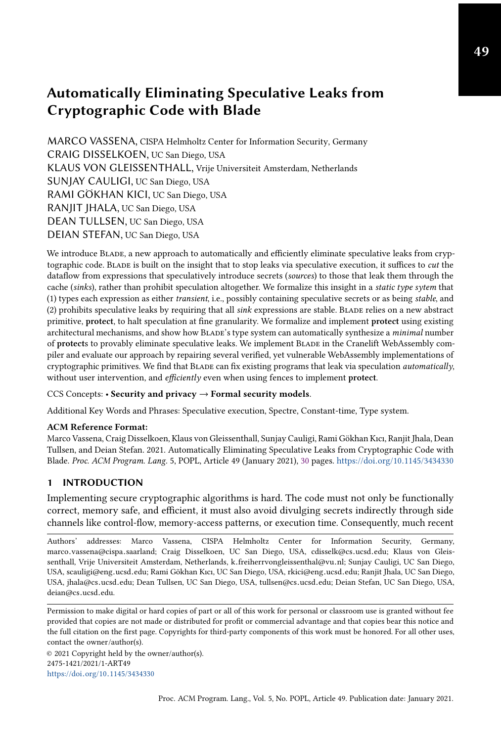# Automatically Eliminating Speculative Leaks from Cryptographic Code with Blade

MARCO VASSENA, CISPA Helmholtz Center for Information Security, Germany
CRAIG DISSELKOEN, UC San Diego, USA
KLAUS VON GLEISSENTHALL, Vrije Universiteit Amsterdam, Netherlands
SUNJAY CAULIGI, UC San Diego, USA
RAMI GÖKHAN KICI, UC San Diego, USA
RANJIT JHALA, UC San Diego, USA
DEAN TULLSEN, UC San Diego, USA
DEIAN STEFAN, UC San Diego, USA

We introduce Blade, a new approach to automatically and efficiently eliminate speculative leaks from cryptographic code. Blade is built on the insight that to stop leaks via speculative execution, it suffices to *cut* the dataflow from expressions that speculatively introduce secrets (*sources*) to those that leak them through the cache (*sinks*), rather than prohibit speculation altogether. We formalize this insight in a *static type sytem* that (1) types each expression as either *transient*, i.e., possibly containing speculative secrets or as being *stable*, and (2) prohibits speculative leaks by requiring that all *sink* expressions are stable. Blade relies on a new abstract primitive, **protect**, to halt speculation at fine granularity. We formalize and implement **protect** using existing architectural mechanisms, and show how Blade's type system can automatically synthesize a *minimal* number of **protect**s to provably eliminate speculative leaks. We implement Blade in the Cranelift WebAssembly compiler and evaluate our approach by repairing several verified, yet vulnerable WebAssembly implementations of cryptographic primitives. We find that Blade can fix existing programs that leak via speculation *automatically*, without user intervention, and *efficiently* even when using fences to implement **protect**.

CCS Concepts: • **Security and privacy** → **Formal security models**.

Additional Key Words and Phrases: Speculative execution, Spectre, Constant-time, Type system.

**ACM Reference Format:**
Marco Vassena, Craig Disselkoen, Klaus von Gleissenthall, Sunjay Cauligi, Rami Gökhan Kıcı, Ranjit Jhala, Dean Tullsen, and Deian Stefan. 2021. Automatically Eliminating Speculative Leaks from Cryptographic Code with Blade. *Proc. ACM Program. Lang.* 5, POPL, Article 49 (January 2021), 30 pages. https://doi.org/10.1145/3434330

## 1 INTRODUCTION

Implementing secure cryptographic algorithms is hard. The code must not only be functionally correct, memory safe, and efficient, it must also avoid divulging secrets indirectly through side channels like control-flow, memory-access patterns, or execution time. Consequently, much recent

Authors' addresses: Marco Vassena, CISPA Helmholtz Center for Information Security, Germany, marco.vassena@cispa.saarland; Craig Disselkoen, UC San Diego, USA, cdisselk@cs.ucsd.edu; Klaus von Gleissenthall, Vrije Universiteit Amsterdam, Netherlands, k.freiherrvongleissenthal@vu.nl; Sunjay Cauligi, UC San Diego, USA, scauligi@eng.ucsd.edu; Rami Gökhan Kıcı, UC San Diego, USA, rkici@eng.ucsd.edu; Ranjit Jhala, UC San Diego, USA, jhala@cs.ucsd.edu; Dean Tullsen, UC San Diego, USA, tullsen@cs.ucsd.edu; Deian Stefan, UC San Diego, USA, deian@cs.ucsd.edu.

Permission to make digital or hard copies of part or all of this work for personal or classroom use is granted without fee provided that copies are not made or distributed for profit or commercial advantage and that copies bear this notice and the full citation on the first page. Copyrights for third-party components of this work must be honored. For all other uses, contact the owner/author(s).

© 2021 Copyright held by the owner/author(s).
2475-1421/2021/1-ART49
https://doi.org/10.1145/3434330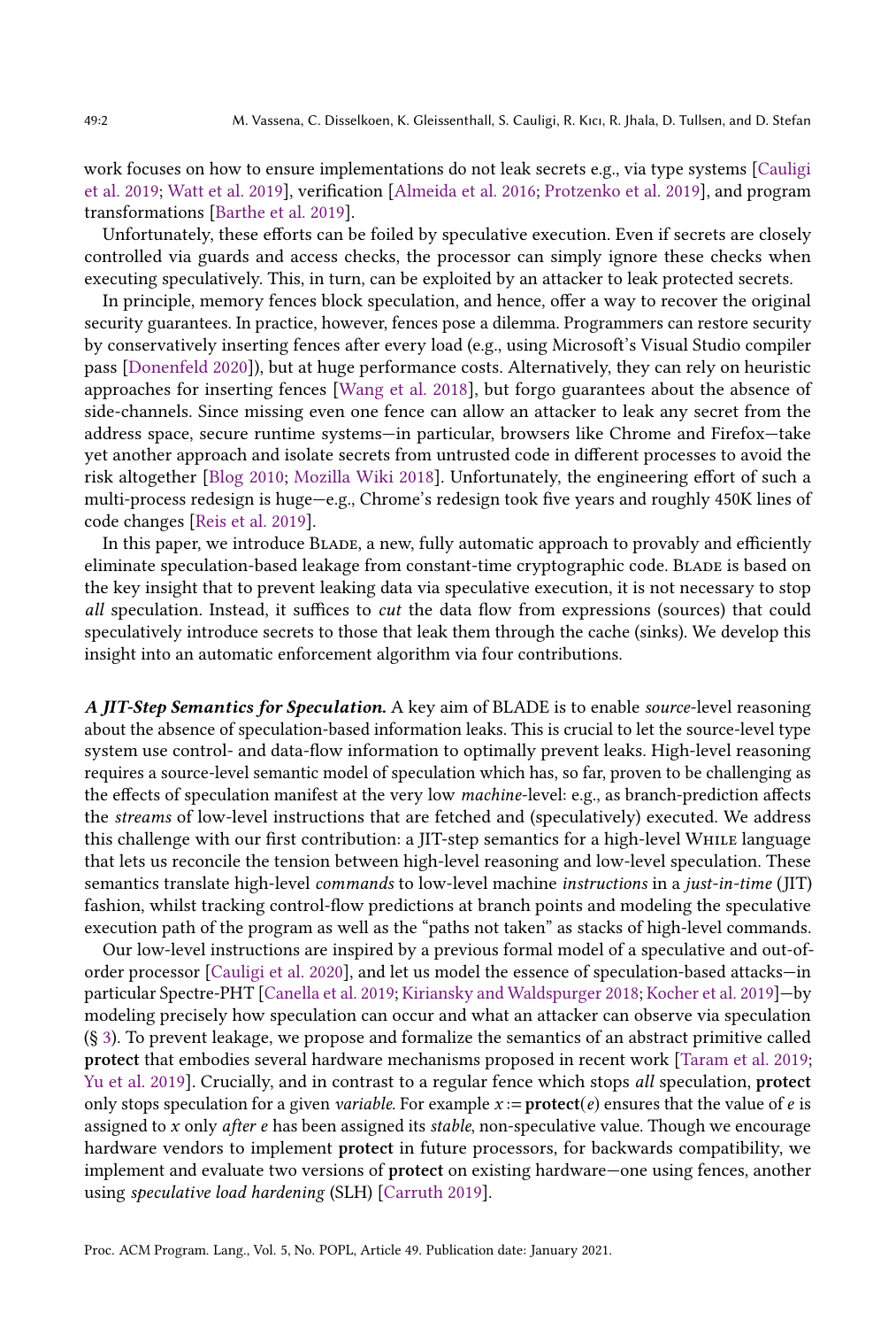work focuses on how to ensure implementations do not leak secrets e.g., via type systems [Cauligi et al. 2019; Watt et al. 2019], verification [Almeida et al. 2016; Protzenko et al. 2019], and program transformations [Barthe et al. 2019].

Unfortunately, these efforts can be foiled by speculative execution. Even if secrets are closely controlled via guards and access checks, the processor can simply ignore these checks when executing speculatively. This, in turn, can be exploited by an attacker to leak protected secrets.

In principle, memory fences block speculation, and hence, offer a way to recover the original security guarantees. In practice, however, fences pose a dilemma. Programmers can restore security by conservatively inserting fences after every load (e.g., using Microsoft's Visual Studio compiler pass [Donenfeld 2020]), but at huge performance costs. Alternatively, they can rely on heuristic approaches for inserting fences [Wang et al. 2018], but forgo guarantees about the absence of side-channels. Since missing even one fence can allow an attacker to leak any secret from the address space, secure runtime systems—in particular, browsers like Chrome and Firefox—take yet another approach and isolate secrets from untrusted code in different processes to avoid the risk altogether [Blog 2010; Mozilla Wiki 2018]. Unfortunately, the engineering effort of such a multi-process redesign is huge—e.g., Chrome's redesign took five years and roughly 450K lines of code changes [Reis et al. 2019].

In this paper, we introduce Blade, a new, fully automatic approach to provably and efficiently eliminate speculation-based leakage from constant-time cryptographic code. Blade is based on the key insight that to prevent leaking data via speculative execution, it is not necessary to stop *all* speculation. Instead, it suffices to *cut* the data flow from expressions (sources) that could speculatively introduce secrets to those that leak them through the cache (sinks). We develop this insight into an automatic enforcement algorithm via four contributions.

***A JIT-Step Semantics for Speculation.*** A key aim of BLADE is to enable *source*-level reasoning about the absence of speculation-based information leaks. This is crucial to let the source-level type system use control- and data-flow information to optimally prevent leaks. High-level reasoning requires a source-level semantic model of speculation which has, so far, proven to be challenging as the effects of speculation manifest at the very low *machine*-level: e.g., as branch-prediction affects the *streams* of low-level instructions that are fetched and (speculatively) executed. We address this challenge with our first contribution: a JIT-step semantics for a high-level While language that lets us reconcile the tension between high-level reasoning and low-level speculation. These semantics translate high-level *commands* to low-level machine *instructions* in a *just-in-time* (JIT) fashion, whilst tracking control-flow predictions at branch points and modeling the speculative execution path of the program as well as the "paths not taken" as stacks of high-level commands.

Our low-level instructions are inspired by a previous formal model of a speculative and out-of-order processor [Cauligi et al. 2020], and let us model the essence of speculation-based attacks—in particular Spectre-PHT [Canella et al. 2019; Kiriansky and Waldspurger 2018; Kocher et al. 2019]—by modeling precisely how speculation can occur and what an attacker can observe via speculation (§ 3). To prevent leakage, we propose and formalize the semantics of an abstract primitive called **protect** that embodies several hardware mechanisms proposed in recent work [Taram et al. 2019; Yu et al. 2019]. Crucially, and in contrast to a regular fence which stops *all* speculation, **protect** only stops speculation for a given *variable*. For example $x := \textbf{protect}(e)$ ensures that the value of $e$ is assigned to $x$ only *after* $e$ has been assigned its *stable*, non-speculative value. Though we encourage hardware vendors to implement **protect** in future processors, for backwards compatibility, we implement and evaluate two versions of **protect** on existing hardware—one using fences, another using *speculative load hardening* (SLH) [Carruth 2019].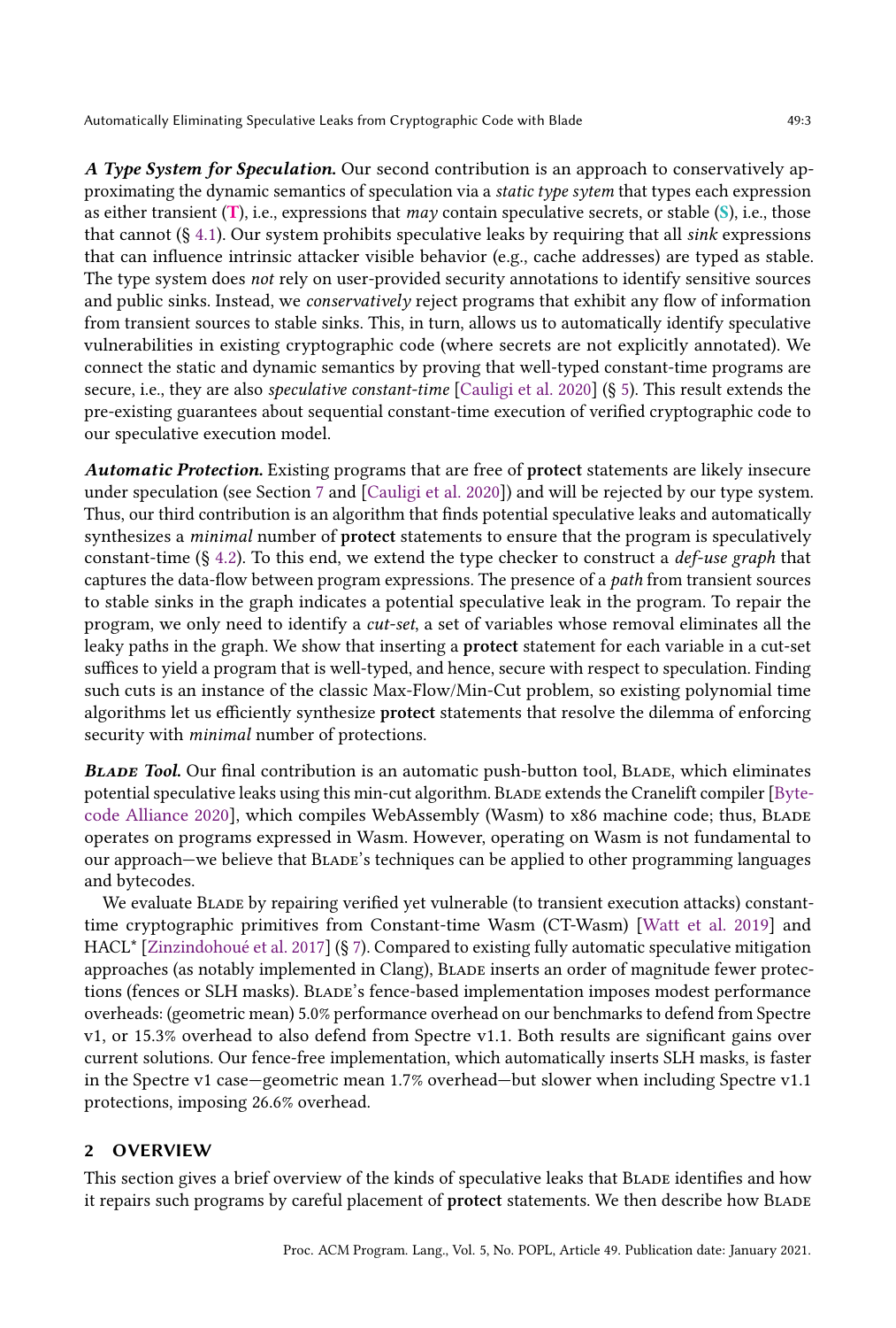***A Type System for Speculation.*** Our second contribution is an approach to conservatively approximating the dynamic semantics of speculation via a *static type sytem* that types each expression as either transient (**T**), i.e., expressions that *may* contain speculative secrets, or stable (**S**), i.e., those that cannot (§ 4.1). Our system prohibits speculative leaks by requiring that all *sink* expressions that can influence intrinsic attacker visible behavior (e.g., cache addresses) are typed as stable. The type system does *not* rely on user-provided security annotations to identify sensitive sources and public sinks. Instead, we *conservatively* reject programs that exhibit any flow of information from transient sources to stable sinks. This, in turn, allows us to automatically identify speculative vulnerabilities in existing cryptographic code (where secrets are not explicitly annotated). We connect the static and dynamic semantics by proving that well-typed constant-time programs are secure, i.e., they are also *speculative constant-time* [Cauligi et al. 2020] (§ 5). This result extends the pre-existing guarantees about sequential constant-time execution of verified cryptographic code to our speculative execution model.

***Automatic Protection.*** Existing programs that are free of **protect** statements are likely insecure under speculation (see Section 7 and [Cauligi et al. 2020]) and will be rejected by our type system. Thus, our third contribution is an algorithm that finds potential speculative leaks and automatically synthesizes a *minimal* number of **protect** statements to ensure that the program is speculatively constant-time (§ 4.2). To this end, we extend the type checker to construct a *def-use graph* that captures the data-flow between program expressions. The presence of a *path* from transient sources to stable sinks in the graph indicates a potential speculative leak in the program. To repair the program, we only need to identify a *cut-set*, a set of variables whose removal eliminates all the leaky paths in the graph. We show that inserting a **protect** statement for each variable in a cut-set suffices to yield a program that is well-typed, and hence, secure with respect to speculation. Finding such cuts is an instance of the classic Max-Flow/Min-Cut problem, so existing polynomial time algorithms let us efficiently synthesize **protect** statements that resolve the dilemma of enforcing security with *minimal* number of protections.

***Blade Tool.*** Our final contribution is an automatic push-button tool, Blade, which eliminates potential speculative leaks using this min-cut algorithm. Blade extends the Cranelift compiler [Bytecode Alliance 2020], which compiles WebAssembly (Wasm) to x86 machine code; thus, Blade operates on programs expressed in Wasm. However, operating on Wasm is not fundamental to our approach—we believe that Blade's techniques can be applied to other programming languages and bytecodes.

We evaluate Blade by repairing verified yet vulnerable (to transient execution attacks) constant-time cryptographic primitives from Constant-time Wasm (CT-Wasm) [Watt et al. 2019] and HACL* [Zinzindohoué et al. 2017] (§ 7). Compared to existing fully automatic speculative mitigation approaches (as notably implemented in Clang), Blade inserts an order of magnitude fewer protections (fences or SLH masks). Blade's fence-based implementation imposes modest performance overheads: (geometric mean) 5.0% performance overhead on our benchmarks to defend from Spectre v1, or 15.3% overhead to also defend from Spectre v1.1. Both results are significant gains over current solutions. Our fence-free implementation, which automatically inserts SLH masks, is faster in the Spectre v1 case—geometric mean 1.7% overhead—but slower when including Spectre v1.1 protections, imposing 26.6% overhead.

## 2 OVERVIEW

This section gives a brief overview of the kinds of speculative leaks that Blade identifies and how it repairs such programs by careful placement of **protect** statements. We then describe how Blade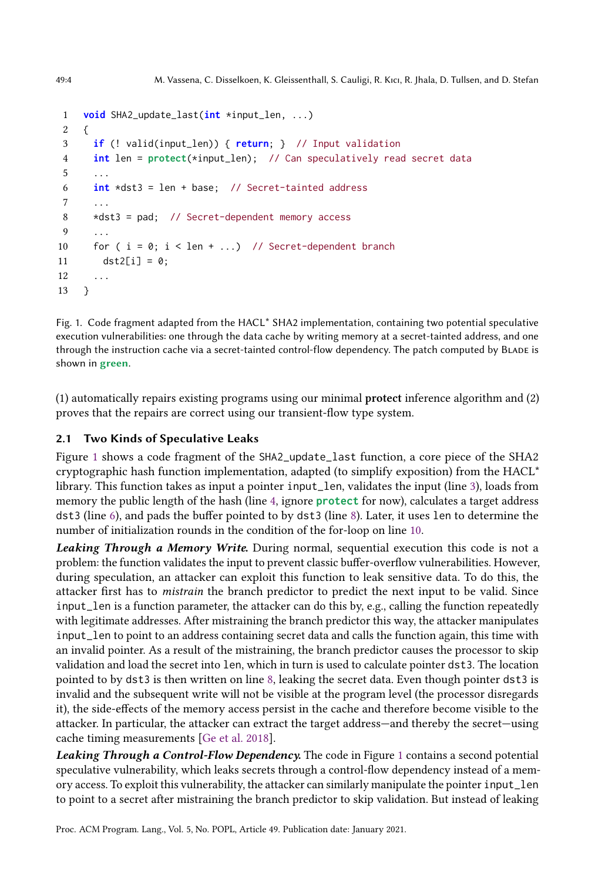```c
void SHA2_update_last(int *input_len, ...)
{
  if (! valid(input_len)) { return; }  // Input validation
  int len = protect(*input_len);  // Can speculatively read secret data
  ...
  int *dst3 = len + base;  // Secret-tainted address
  ...
  *dst3 = pad;  // Secret-dependent memory access
  ...
  for ( i = 0; i < len + ...)  // Secret-dependent branch
    dst2[i] = 0;
  ...
}
```

Fig. 1. Code fragment adapted from the HACL* SHA2 implementation, containing two potential speculative execution vulnerabilities: one through the data cache by writing memory at a secret-tainted address, and one through the instruction cache via a secret-tainted control-flow dependency. The patch computed by Blade is shown in **green**.

(1) automatically repairs existing programs using our minimal **protect** inference algorithm and (2) proves that the repairs are correct using our transient-flow type system.

## 2.1 Two Kinds of Speculative Leaks

Figure 1 shows a code fragment of the `SHA2_update_last` function, a core piece of the SHA2 cryptographic hash function implementation, adapted (to simplify exposition) from the HACL* library. This function takes as input a pointer `input_len`, validates the input (line 3), loads from memory the public length of the hash (line 4, ignore **`protect`** for now), calculates a target address `dst3` (line 6), and pads the buffer pointed to by `dst3` (line 8). Later, it uses `len` to determine the number of initialization rounds in the condition of the for-loop on line 10.

***Leaking Through a Memory Write.*** During normal, sequential execution this code is not a problem: the function validates the input to prevent classic buffer-overflow vulnerabilities. However, during speculation, an attacker can exploit this function to leak sensitive data. To do this, the attacker first has to *mistrain* the branch predictor to predict the next input to be valid. Since `input_len` is a function parameter, the attacker can do this by, e.g., calling the function repeatedly with legitimate addresses. After mistraining the branch predictor this way, the attacker manipulates `input_len` to point to an address containing secret data and calls the function again, this time with an invalid pointer. As a result of the mistraining, the branch predictor causes the processor to skip validation and load the secret into `len`, which in turn is used to calculate pointer `dst3`. The location pointed to by `dst3` is then written on line 8, leaking the secret data. Even though pointer `dst3` is invalid and the subsequent write will not be visible at the program level (the processor disregards it), the side-effects of the memory access persist in the cache and therefore become visible to the attacker. In particular, the attacker can extract the target address—and thereby the secret—using cache timing measurements [Ge et al. 2018].

***Leaking Through a Control-Flow Dependency.*** The code in Figure 1 contains a second potential speculative vulnerability, which leaks secrets through a control-flow dependency instead of a memory access. To exploit this vulnerability, the attacker can similarly manipulate the pointer `input_len` to point to a secret after mistraining the branch predictor to skip validation. But instead of leaking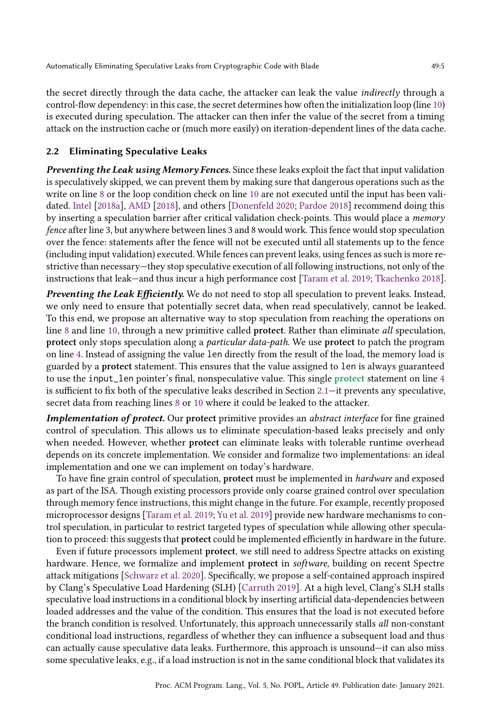the secret directly through the data cache, the attacker can leak the value *indirectly* through a control-flow dependency: in this case, the secret determines how often the initialization loop (line 10) is executed during speculation. The attacker can then infer the value of the secret from a timing attack on the instruction cache or (much more easily) on iteration-dependent lines of the data cache.

### 2.2 Eliminating Speculative Leaks

***Preventing the Leak using Memory Fences.*** Since these leaks exploit the fact that input validation is speculatively skipped, we can prevent them by making sure that dangerous operations such as the write on line 8 or the loop condition check on line 10 are not executed until the input has been validated. Intel [2018a], AMD [2018], and others [Donenfeld 2020; Pardoe 2018] recommend doing this by inserting a speculation barrier after critical validation check-points. This would place a *memory fence* after line 3, but anywhere between lines 3 and 8 would work. This fence would stop speculation over the fence: statements after the fence will not be executed until all statements up to the fence (including input validation) executed. While fences can prevent leaks, using fences as such is more restrictive than necessary—they stop speculative execution of all following instructions, not only of the instructions that leak—and thus incur a high performance cost [Taram et al. 2019; Tkachenko 2018].

***Preventing the Leak Efficiently.*** We do not need to stop all speculation to prevent leaks. Instead, we only need to ensure that potentially secret data, when read speculatively, cannot be leaked. To this end, we propose an alternative way to stop speculation from reaching the operations on line 8 and line 10, through a new primitive called **protect**. Rather than eliminate *all* speculation, **protect** only stops speculation along a *particular data-path*. We use **protect** to patch the program on line 4. Instead of assigning the value `len` directly from the result of the load, the memory load is guarded by a **protect** statement. This ensures that the value assigned to `len` is always guaranteed to use the `input_len` pointer's final, nonspeculative value. This single **protect** statement on line 4 is sufficient to fix both of the speculative leaks described in Section 2.1—it prevents any speculative, secret data from reaching lines 8 or 10 where it could be leaked to the attacker.

***Implementation of protect.*** Our **protect** primitive provides an *abstract interface* for fine grained control of speculation. This allows us to eliminate speculation-based leaks precisely and only when needed. However, whether **protect** can eliminate leaks with tolerable runtime overhead depends on its concrete implementation. We consider and formalize two implementations: an ideal implementation and one we can implement on today's hardware.

To have fine grain control of speculation, **protect** must be implemented in *hardware* and exposed as part of the ISA. Though existing processors provide only coarse grained control over speculation through memory fence instructions, this might change in the future. For example, recently proposed microprocessor designs [Taram et al. 2019; Yu et al. 2019] provide new hardware mechanisms to control speculation, in particular to restrict targeted types of speculation while allowing other speculation to proceed: this suggests that **protect** could be implemented efficiently in hardware in the future.

Even if future processors implement **protect**, we still need to address Spectre attacks on existing hardware. Hence, we formalize and implement **protect** in *software*, building on recent Spectre attack mitigations [Schwarz et al. 2020]. Specifically, we propose a self-contained approach inspired by Clang's Speculative Load Hardening (SLH) [Carruth 2019]. At a high level, Clang's SLH stalls speculative load instructions in a conditional block by inserting artificial data-dependencies between loaded addresses and the value of the condition. This ensures that the load is not executed before the branch condition is resolved. Unfortunately, this approach unnecessarily stalls *all* non-constant conditional load instructions, regardless of whether they can influence a subsequent load and thus can actually cause speculative data leaks. Furthermore, this approach is unsound—it can also miss some speculative leaks, e.g., if a load instruction is not in the same conditional block that validates its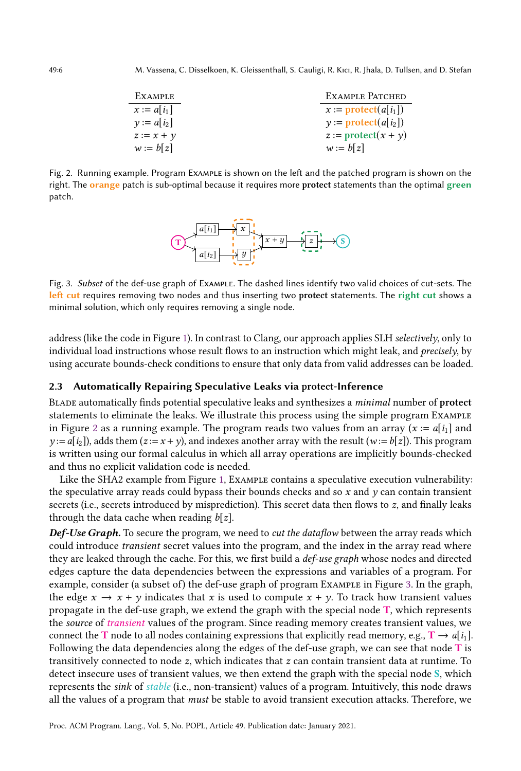| Example | Example Patched |
| --- | --- |
| $x := a[i_1]$ | $x :=$ **protect**$(a[i_1])$ |
| $y := a[i_2]$ | $y :=$ **protect**$(a[i_2])$ |
| $z := x + y$ | $z :=$ **protect**$(x + y)$ |
| $w := b[z]$ | $w := b[z]$ |

Fig. 2. Running example. Program Example is shown on the left and the patched program is shown on the right. The **orange** patch is sub-optimal because it requires more **protect** statements than the optimal **green** patch.

Fig. 3. *Subset* of the def-use graph of Example. The dashed lines identify two valid choices of cut-sets. The **left cut** requires removing two nodes and thus inserting two **protect** statements. The **right cut** shows a minimal solution, which only requires removing a single node.

address (like the code in Figure 1). In contrast to Clang, our approach applies SLH *selectively*, only to individual load instructions whose result flows to an instruction which might leak, and *precisely*, by using accurate bounds-check conditions to ensure that only data from valid addresses can be loaded.

### 2.3 Automatically Repairing Speculative Leaks via protect-Inference

Blade automatically finds potential speculative leaks and synthesizes a *minimal* number of **protect** statements to eliminate the leaks. We illustrate this process using the simple program Example in Figure 2 as a running example. The program reads two values from an array ($x := a[i_1]$ and $y := a[i_2]$), adds them ($z := x + y$), and indexes another array with the result ($w := b[z]$). This program is written using our formal calculus in which all array operations are implicitly bounds-checked and thus no explicit validation code is needed.

Like the SHA2 example from Figure 1, Example contains a speculative execution vulnerability: the speculative array reads could bypass their bounds checks and so $x$ and $y$ can contain transient secrets (i.e., secrets introduced by misprediction). This secret data then flows to $z$, and finally leaks through the data cache when reading $b[z]$.

***Def-Use Graph.*** To secure the program, we need to *cut the dataflow* between the array reads which could introduce *transient* secret values into the program, and the index in the array read where they are leaked through the cache. For this, we first build a *def-use graph* whose nodes and directed edges capture the data dependencies between the expressions and variables of a program. For example, consider (a subset of) the def-use graph of program Example in Figure 3. In the graph, the edge $x \rightarrow x + y$ indicates that $x$ is used to compute $x + y$. To track how transient values propagate in the def-use graph, we extend the graph with the special node **T**, which represents the *source* of *transient* values of the program. Since reading memory creates transient values, we connect the **T** node to all nodes containing expressions that explicitly read memory, e.g., $\mathbf{T} \rightarrow a[i_1]$. Following the data dependencies along the edges of the def-use graph, we can see that node **T** is transitively connected to node $z$, which indicates that $z$ can contain transient data at runtime. To detect insecure uses of transient values, we then extend the graph with the special node **S**, which represents the *sink* of *stable* (i.e., non-transient) values of a program. Intuitively, this node draws all the values of a program that *must* be stable to avoid transient execution attacks. Therefore, we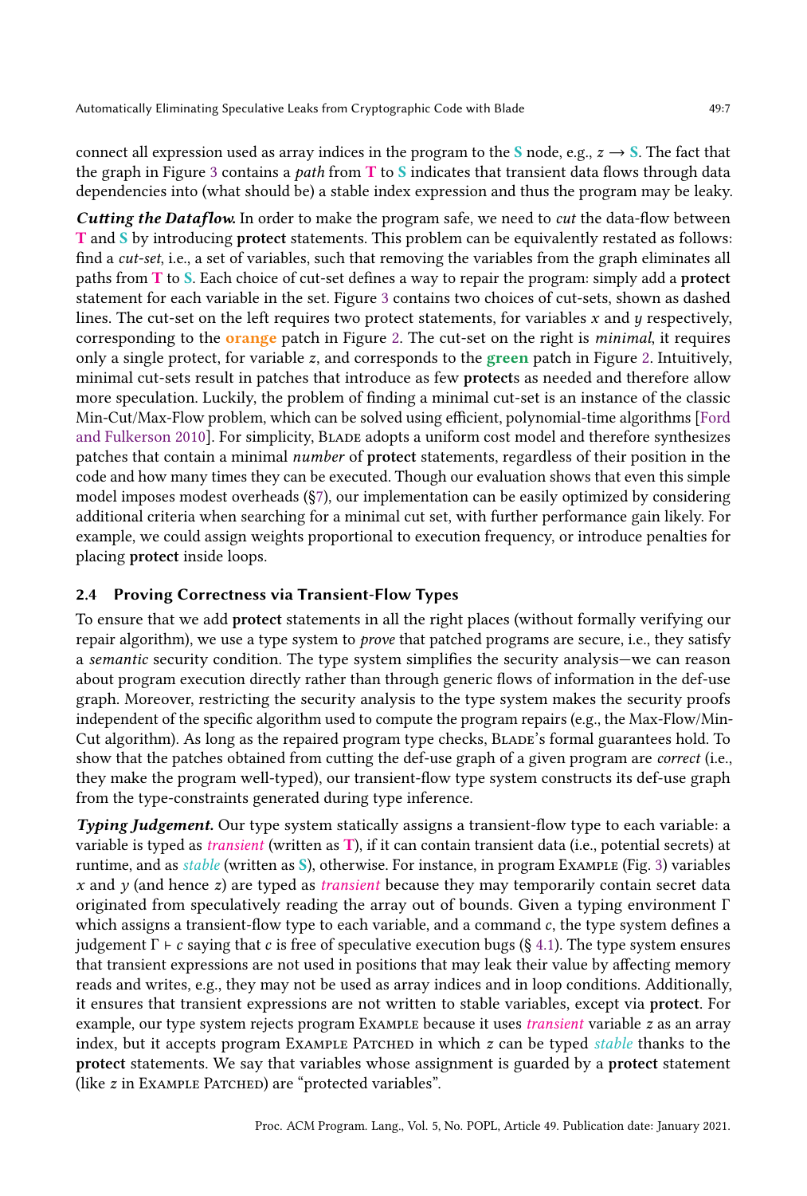connect all expression used as array indices in the program to the **S** node, e.g., $z \to \mathbf{S}$. The fact that the graph in Figure 3 contains a *path* from **T** to **S** indicates that transient data flows through data dependencies into (what should be) a stable index expression and thus the program may be leaky.

***Cutting the Dataflow.*** In order to make the program safe, we need to *cut* the data-flow between **T** and **S** by introducing **protect** statements. This problem can be equivalently restated as follows: find a *cut-set*, i.e., a set of variables, such that removing the variables from the graph eliminates all paths from **T** to **S**. Each choice of cut-set defines a way to repair the program: simply add a **protect** statement for each variable in the set. Figure 3 contains two choices of cut-sets, shown as dashed lines. The cut-set on the left requires two protect statements, for variables $x$ and $y$ respectively, corresponding to the **orange** patch in Figure 2. The cut-set on the right is *minimal*, it requires only a single protect, for variable $z$, and corresponds to the **green** patch in Figure 2. Intuitively, minimal cut-sets result in patches that introduce as few **protect**s as needed and therefore allow more speculation. Luckily, the problem of finding a minimal cut-set is an instance of the classic Min-Cut/Max-Flow problem, which can be solved using efficient, polynomial-time algorithms [Ford and Fulkerson 2010]. For simplicity, Blade adopts a uniform cost model and therefore synthesizes patches that contain a minimal *number* of **protect** statements, regardless of their position in the code and how many times they can be executed. Though our evaluation shows that even this simple model imposes modest overheads (§7), our implementation can be easily optimized by considering additional criteria when searching for a minimal cut set, with further performance gain likely. For example, we could assign weights proportional to execution frequency, or introduce penalties for placing **protect** inside loops.

### 2.4 Proving Correctness via Transient-Flow Types

To ensure that we add **protect** statements in all the right places (without formally verifying our repair algorithm), we use a type system to *prove* that patched programs are secure, i.e., they satisfy a *semantic* security condition. The type system simplifies the security analysis—we can reason about program execution directly rather than through generic flows of information in the def-use graph. Moreover, restricting the security analysis to the type system makes the security proofs independent of the specific algorithm used to compute the program repairs (e.g., the Max-Flow/Min-Cut algorithm). As long as the repaired program type checks, Blade's formal guarantees hold. To show that the patches obtained from cutting the def-use graph of a given program are *correct* (i.e., they make the program well-typed), our transient-flow type system constructs its def-use graph from the type-constraints generated during type inference.

***Typing Judgement.*** Our type system statically assigns a transient-flow type to each variable: a variable is typed as *transient* (written as **T**), if it can contain transient data (i.e., potential secrets) at runtime, and as *stable* (written as **S**), otherwise. For instance, in program Example (Fig. 3) variables $x$ and $y$ (and hence $z$) are typed as *transient* because they may temporarily contain secret data originated from speculatively reading the array out of bounds. Given a typing environment $\Gamma$ which assigns a transient-flow type to each variable, and a command $c$, the type system defines a judgement $\Gamma \vdash c$ saying that $c$ is free of speculative execution bugs (§ 4.1). The type system ensures that transient expressions are not used in positions that may leak their value by affecting memory reads and writes, e.g., they may not be used as array indices and in loop conditions. Additionally, it ensures that transient expressions are not written to stable variables, except via **protect**. For example, our type system rejects program Example because it uses *transient* variable $z$ as an array index, but it accepts program Example Patched in which $z$ can be typed *stable* thanks to the **protect** statements. We say that variables whose assignment is guarded by a **protect** statement (like $z$ in Example Patched) are "protected variables".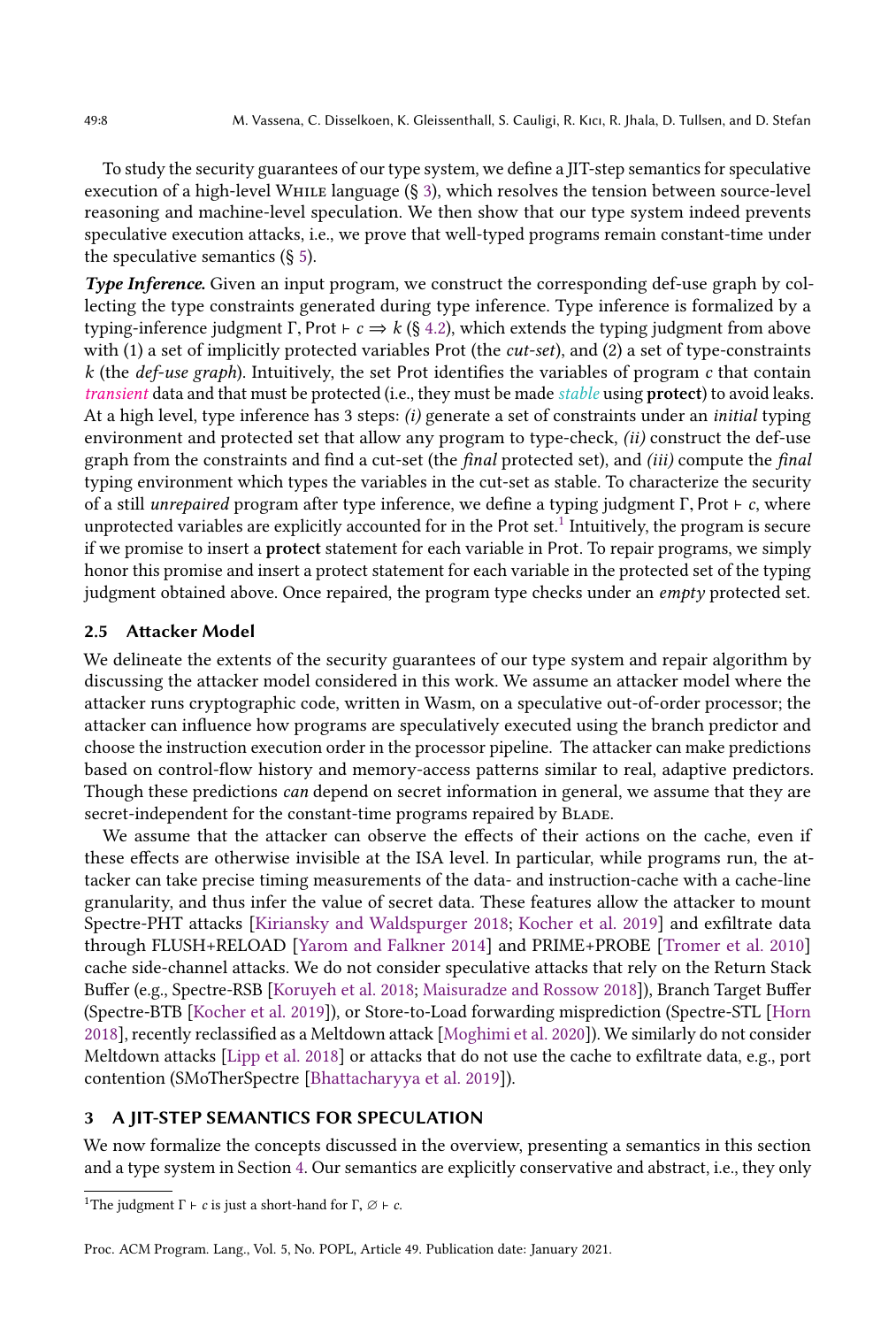To study the security guarantees of our type system, we define a JIT-step semantics for speculative execution of a high-level WHILE language (§ 3), which resolves the tension between source-level reasoning and machine-level speculation. We then show that our type system indeed prevents speculative execution attacks, i.e., we prove that well-typed programs remain constant-time under the speculative semantics (§ 5).

***Type Inference.*** Given an input program, we construct the corresponding def-use graph by collecting the type constraints generated during type inference. Type inference is formalized by a typing-inference judgment $\Gamma, \text{Prot} \vdash c \Rightarrow k$ (§ 4.2), which extends the typing judgment from above with (1) a set of implicitly protected variables Prot (the *cut-set*), and (2) a set of type-constraints $k$ (the *def-use graph*). Intuitively, the set Prot identifies the variables of program $c$ that contain *transient* data and that must be protected (i.e., they must be made *stable* using **protect**) to avoid leaks. At a high level, type inference has 3 steps: *(i)* generate a set of constraints under an *initial* typing environment and protected set that allow any program to type-check, *(ii)* construct the def-use graph from the constraints and find a cut-set (the *final* protected set), and *(iii)* compute the *final* typing environment which types the variables in the cut-set as stable. To characterize the security of a still *unrepaired* program after type inference, we define a typing judgment $\Gamma, \text{Prot} \vdash c$, where unprotected variables are explicitly accounted for in the Prot set.[1] Intuitively, the program is secure if we promise to insert a **protect** statement for each variable in Prot. To repair programs, we simply honor this promise and insert a protect statement for each variable in the protected set of the typing judgment obtained above. Once repaired, the program type checks under an *empty* protected set.

### 2.5 Attacker Model

We delineate the extents of the security guarantees of our type system and repair algorithm by discussing the attacker model considered in this work. We assume an attacker model where the attacker runs cryptographic code, written in Wasm, on a speculative out-of-order processor; the attacker can influence how programs are speculatively executed using the branch predictor and choose the instruction execution order in the processor pipeline. The attacker can make predictions based on control-flow history and memory-access patterns similar to real, adaptive predictors. Though these predictions *can* depend on secret information in general, we assume that they are secret-independent for the constant-time programs repaired by BLADE.

We assume that the attacker can observe the effects of their actions on the cache, even if these effects are otherwise invisible at the ISA level. In particular, while programs run, the attacker can take precise timing measurements of the data- and instruction-cache with a cache-line granularity, and thus infer the value of secret data. These features allow the attacker to mount Spectre-PHT attacks [Kiriansky and Waldspurger 2018; Kocher et al. 2019] and exfiltrate data through FLUSH+RELOAD [Yarom and Falkner 2014] and PRIME+PROBE [Tromer et al. 2010] cache side-channel attacks. We do not consider speculative attacks that rely on the Return Stack Buffer (e.g., Spectre-RSB [Koruyeh et al. 2018; Maisuradze and Rossow 2018]), Branch Target Buffer (Spectre-BTB [Kocher et al. 2019]), or Store-to-Load forwarding misprediction (Spectre-STL [Horn 2018], recently reclassified as a Meltdown attack [Moghimi et al. 2020]). We similarly do not consider Meltdown attacks [Lipp et al. 2018] or attacks that do not use the cache to exfiltrate data, e.g., port contention (SMoTherSpectre [Bhattacharyya et al. 2019]).

## 3 A JIT-STEP SEMANTICS FOR SPECULATION

We now formalize the concepts discussed in the overview, presenting a semantics in this section and a type system in Section 4. Our semantics are explicitly conservative and abstract, i.e., they only

[1] The judgment $\Gamma \vdash c$ is just a short-hand for $\Gamma, \varnothing \vdash c$.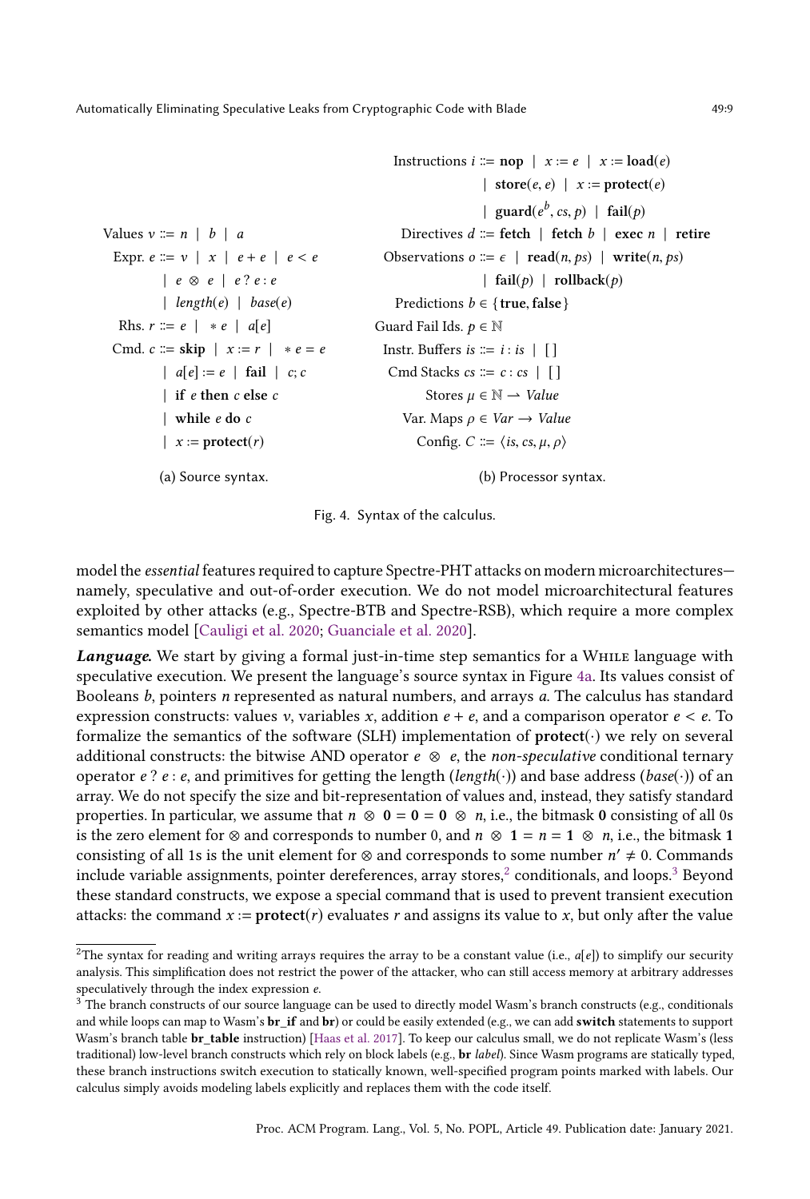$$
\begin{aligned}
\text{Values } v &::= n \mid b \mid a \\
\text{Expr. } e &::= v \mid x \mid e + e \mid e < e \\
&\mid e \otimes e \mid e \, ? \, e : e \\
&\mid \mathit{length}(e) \mid \mathit{base}(e) \\
\text{Rhs. } r &::= e \mid *e \mid a[e] \\
\text{Cmd. } c &::= \textbf{skip} \mid x := r \mid *e = e \\
&\mid a[e] := e \mid \textbf{fail} \mid c; c \\
&\mid \textbf{if } e \textbf{ then } c \textbf{ else } c \\
&\mid \textbf{while } e \textbf{ do } c \\
&\mid x := \textbf{protect}(r)
\end{aligned}
$$

(a) Source syntax.

$$
\begin{aligned}
\text{Instructions } i &::= \textbf{nop} \mid x := e \mid x := \textbf{load}(e) \\
&\mid \textbf{store}(e, e) \mid x := \textbf{protect}(e) \\
&\mid \textbf{guard}(e^b, cs, p) \mid \textbf{fail}(p) \\
\text{Directives } d &::= \textbf{fetch} \mid \textbf{fetch } b \mid \textbf{exec } n \mid \textbf{retire} \\
\text{Observations } o &::= \epsilon \mid \textbf{read}(n, ps) \mid \textbf{write}(n, ps) \\
&\mid \textbf{fail}(p) \mid \textbf{rollback}(p) \\
\text{Predictions } b &\in \{\textbf{true}, \textbf{false}\} \\
\text{Guard Fail Ids. } p &\in \mathbb{N} \\
\text{Instr. Buffers } is &::= i : is \mid [\,] \\
\text{Cmd Stacks } cs &::= c : cs \mid [\,] \\
\text{Stores } \mu &\in \mathbb{N} \rightharpoonup \mathit{Value} \\
\text{Var. Maps } \rho &\in \mathit{Var} \rightarrow \mathit{Value} \\
\text{Config. } C &::= \langle is, cs, \mu, \rho \rangle
\end{aligned}
$$

(b) Processor syntax.

Fig. 4. Syntax of the calculus.

model the *essential* features required to capture Spectre-PHT attacks on modern microarchitectures—namely, speculative and out-of-order execution. We do not model microarchitectural features exploited by other attacks (e.g., Spectre-BTB and Spectre-RSB), which require a more complex semantics model [Cauligi et al. 2020; Guanciale et al. 2020].

***Language.*** We start by giving a formal just-in-time step semantics for a While language with speculative execution. We present the language's source syntax in Figure 4a. Its values consist of Booleans $b$, pointers $n$ represented as natural numbers, and arrays $a$. The calculus has standard expression constructs: values $v$, variables $x$, addition $e + e$, and a comparison operator $e < e$. To formalize the semantics of the software (SLH) implementation of **protect**$(\cdot)$ we rely on several additional constructs: the bitwise AND operator $e \otimes e$, the *non-speculative* conditional ternary operator $e \, ? \, e : e$, and primitives for getting the length ($\mathit{length}(\cdot)$) and base address ($\mathit{base}(\cdot)$) of an array. We do not specify the size and bit-representation of values and, instead, they satisfy standard properties. In particular, we assume that $n \otimes \mathbf{0} = \mathbf{0} = \mathbf{0} \otimes n$, i.e., the bitmask $\mathbf{0}$ consisting of all 0s is the zero element for $\otimes$ and corresponds to number 0, and $n \otimes \mathbf{1} = n = \mathbf{1} \otimes n$, i.e., the bitmask $\mathbf{1}$ consisting of all 1s is the unit element for $\otimes$ and corresponds to some number $n' \neq 0$. Commands include variable assignments, pointer dereferences, array stores,[2] conditionals, and loops.[3] Beyond these standard constructs, we expose a special command that is used to prevent transient execution attacks: the command $x := \textbf{protect}(r)$ evaluates $r$ and assigns its value to $x$, but only after the value

---

[2] The syntax for reading and writing arrays requires the array to be a constant value (i.e., $a[e]$) to simplify our security analysis. This simplification does not restrict the power of the attacker, who can still access memory at arbitrary addresses speculatively through the index expression $e$.

[3] The branch constructs of our source language can be used to directly model Wasm's branch constructs (e.g., conditionals and while loops can map to Wasm's **br_if** and **br**) or could be easily extended (e.g., we can add **switch** statements to support Wasm's branch table **br_table** instruction) [Haas et al. 2017]. To keep our calculus small, we do not replicate Wasm's (less traditional) low-level branch constructs which rely on block labels (e.g., **br** *label*). Since Wasm programs are statically typed, these branch instructions switch execution to statically known, well-specified program points marked with labels. Our calculus simply avoids modeling labels explicitly and replaces them with the code itself.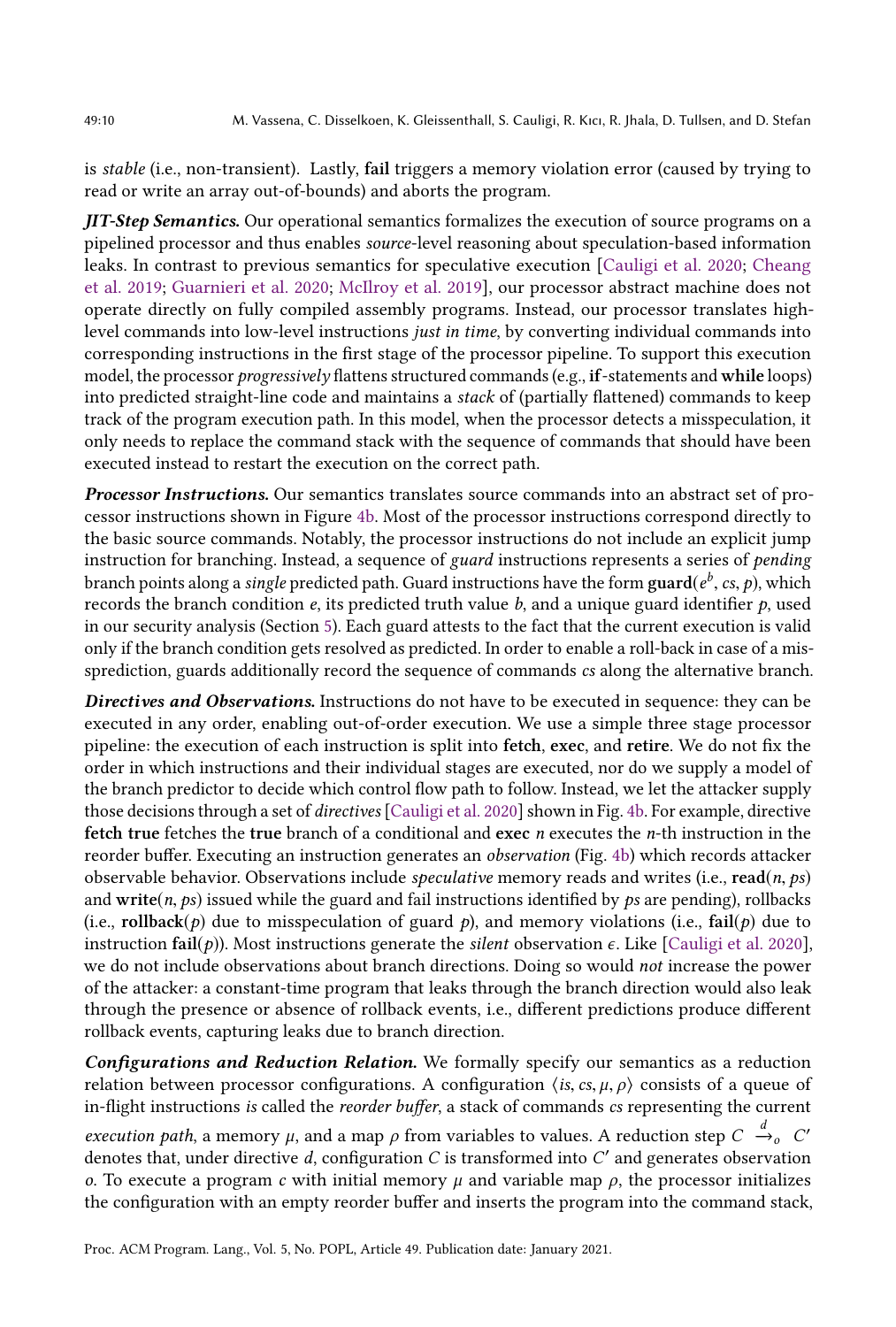is *stable* (i.e., non-transient). Lastly, **fail** triggers a memory violation error (caused by trying to read or write an array out-of-bounds) and aborts the program.

***JIT-Step Semantics.*** Our operational semantics formalizes the execution of source programs on a pipelined processor and thus enables *source*-level reasoning about speculation-based information leaks. In contrast to previous semantics for speculative execution [Cauligi et al. 2020; Cheang et al. 2019; Guarnieri et al. 2020; McIlroy et al. 2019], our processor abstract machine does not operate directly on fully compiled assembly programs. Instead, our processor translates high-level commands into low-level instructions *just in time*, by converting individual commands into corresponding instructions in the first stage of the processor pipeline. To support this execution model, the processor *progressively* flattens structured commands (e.g., **if**-statements and **while** loops) into predicted straight-line code and maintains a *stack* of (partially flattened) commands to keep track of the program execution path. In this model, when the processor detects a misspeculation, it only needs to replace the command stack with the sequence of commands that should have been executed instead to restart the execution on the correct path.

***Processor Instructions.*** Our semantics translates source commands into an abstract set of processor instructions shown in Figure 4b. Most of the processor instructions correspond directly to the basic source commands. Notably, the processor instructions do not include an explicit jump instruction for branching. Instead, a sequence of *guard* instructions represents a series of *pending* branch points along a *single* predicted path. Guard instructions have the form $\mathbf{guard}(e^b, cs, p)$, which records the branch condition $e$, its predicted truth value $b$, and a unique guard identifier $p$, used in our security analysis (Section 5). Each guard attests to the fact that the current execution is valid only if the branch condition gets resolved as predicted. In order to enable a roll-back in case of a missprediction, guards additionally record the sequence of commands $cs$ along the alternative branch.

***Directives and Observations.*** Instructions do not have to be executed in sequence: they can be executed in any order, enabling out-of-order execution. We use a simple three stage processor pipeline: the execution of each instruction is split into **fetch**, **exec**, and **retire**. We do not fix the order in which instructions and their individual stages are executed, nor do we supply a model of the branch predictor to decide which control flow path to follow. Instead, we let the attacker supply those decisions through a set of *directives* [Cauligi et al. 2020] shown in Fig. 4b. For example, directive **fetch true** fetches the **true** branch of a conditional and **exec** $n$ executes the $n$-th instruction in the reorder buffer. Executing an instruction generates an *observation* (Fig. 4b) which records attacker observable behavior. Observations include *speculative* memory reads and writes (i.e., $\mathbf{read}(n, ps)$ and $\mathbf{write}(n, ps)$ issued while the guard and fail instructions identified by $ps$ are pending), rollbacks (i.e., $\mathbf{rollback}(p)$ due to misspeculation of guard $p$), and memory violations (i.e., $\mathbf{fail}(p)$ due to instruction $\mathbf{fail}(p)$). Most instructions generate the *silent* observation $\epsilon$. Like [Cauligi et al. 2020], we do not include observations about branch directions. Doing so would *not* increase the power of the attacker: a constant-time program that leaks through the branch direction would also leak through the presence or absence of rollback events, i.e., different predictions produce different rollback events, capturing leaks due to branch direction.

***Configurations and Reduction Relation.*** We formally specify our semantics as a reduction relation between processor configurations. A configuration $\langle is, cs, \mu, \rho \rangle$ consists of a queue of in-flight instructions $is$ called the *reorder buffer*, a stack of commands $cs$ representing the current *execution path*, a memory $\mu$, and a map $\rho$ from variables to values. A reduction step $C \xrightarrow{d}_o C'$ denotes that, under directive $d$, configuration $C$ is transformed into $C'$ and generates observation $o$. To execute a program $c$ with initial memory $\mu$ and variable map $\rho$, the processor initializes the configuration with an empty reorder buffer and inserts the program into the command stack,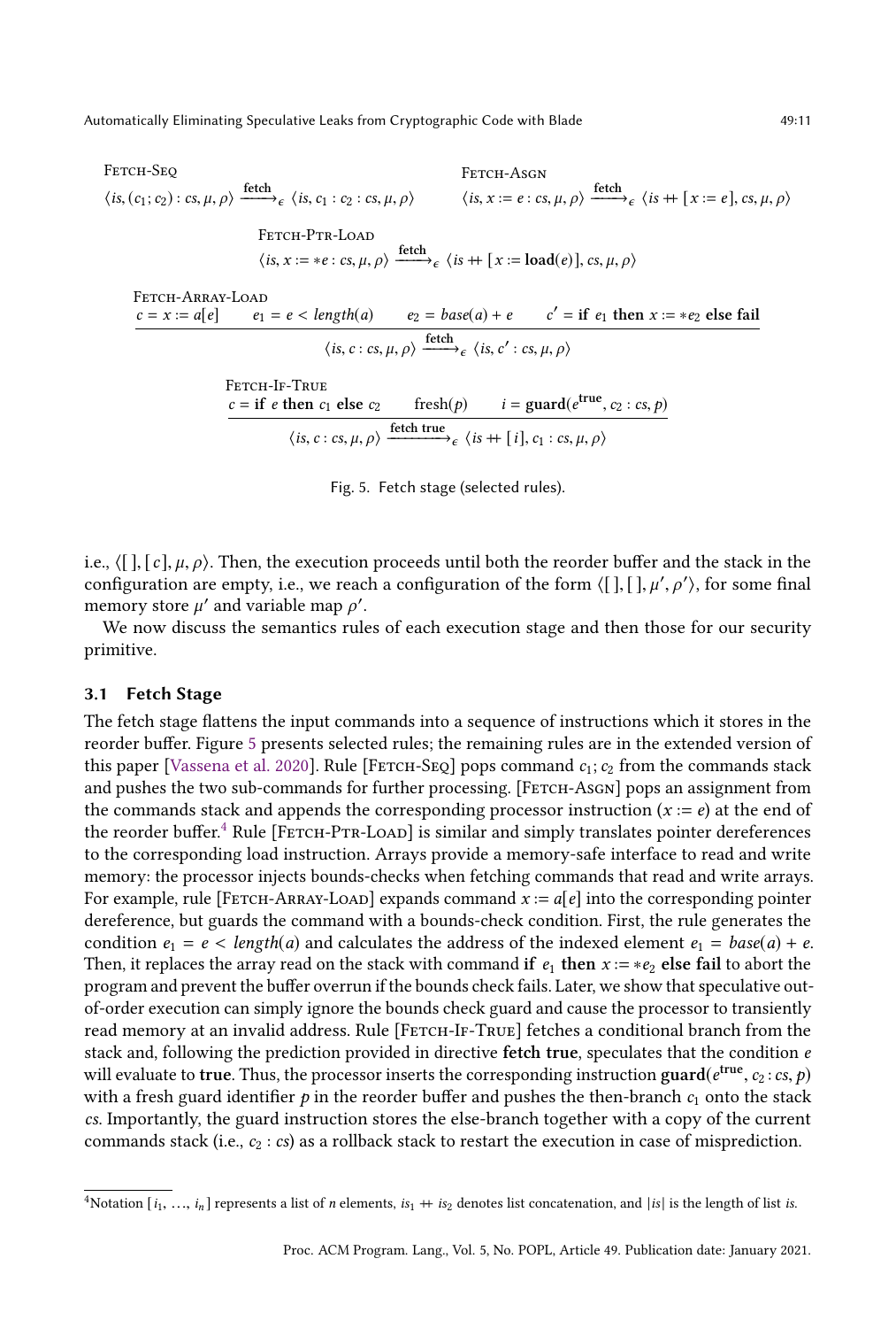$$\text{Fetch-Seq} \quad \langle is, (c_1; c_2) : cs, \mu, \rho \rangle \xrightarrow{\textbf{fetch}}_{\epsilon} \langle is, c_1 : c_2 : cs, \mu, \rho \rangle$$

$$\text{Fetch-Asgn} \quad \langle is, x := e : cs, \mu, \rho \rangle \xrightarrow{\textbf{fetch}}_{\epsilon} \langle is ++ [\, x := e \,], cs, \mu, \rho \rangle$$

$$\text{Fetch-Ptr-Load} \quad \langle is, x := *e : cs, \mu, \rho \rangle \xrightarrow{\textbf{fetch}}_{\epsilon} \langle is ++ [\, x := \textbf{load}(e) \,], cs, \mu, \rho \rangle$$

$$\text{Fetch-Array-Load} \quad \frac{c = x := a[e] \qquad e_1 = e < \mathit{length}(a) \qquad e_2 = \mathit{base}(a) + e \qquad c' = \textbf{if } e_1 \textbf{ then } x := *e_2 \textbf{ else fail}}{\langle is, c : cs, \mu, \rho \rangle \xrightarrow{\textbf{fetch}}_{\epsilon} \langle is, c' : cs, \mu, \rho \rangle}$$

$$\text{Fetch-If-True} \quad \frac{c = \textbf{if } e \textbf{ then } c_1 \textbf{ else } c_2 \qquad \text{fresh}(p) \qquad i = \textbf{guard}(e^{\textbf{true}}, c_2 : cs, p)}{\langle is, c : cs, \mu, \rho \rangle \xrightarrow{\textbf{fetch true}}_{\epsilon} \langle is ++ [\, i \,], c_1 : cs, \mu, \rho \rangle}$$

Fig. 5. Fetch stage (selected rules).

i.e., $\langle [\,], [\,c\,], \mu, \rho \rangle$. Then, the execution proceeds until both the reorder buffer and the stack in the configuration are empty, i.e., we reach a configuration of the form $\langle [\,], [\,], \mu', \rho' \rangle$, for some final memory store $\mu'$ and variable map $\rho'$.

We now discuss the semantics rules of each execution stage and then those for our security primitive.

### 3.1 Fetch Stage

The fetch stage flattens the input commands into a sequence of instructions which it stores in the reorder buffer. Figure 5 presents selected rules; the remaining rules are in the extended version of this paper [Vassena et al. 2020]. Rule [Fetch-Seq] pops command $c_1; c_2$ from the commands stack and pushes the two sub-commands for further processing. [Fetch-Asgn] pops an assignment from the commands stack and appends the corresponding processor instruction ($x := e$) at the end of the reorder buffer.[4] Rule [Fetch-Ptr-Load] is similar and simply translates pointer dereferences to the corresponding load instruction. Arrays provide a memory-safe interface to read and write memory: the processor injects bounds-checks when fetching commands that read and write arrays. For example, rule [Fetch-Array-Load] expands command $x := a[e]$ into the corresponding pointer dereference, but guards the command with a bounds-check condition. First, the rule generates the condition $e_1 = e < \mathit{length}(a)$ and calculates the address of the indexed element $e_1 = \mathit{base}(a) + e$. Then, it replaces the array read on the stack with command **if** $e_1$ **then** $x := *e_2$ **else fail** to abort the program and prevent the buffer overrun if the bounds check fails. Later, we show that speculative out-of-order execution can simply ignore the bounds check guard and cause the processor to transiently read memory at an invalid address. Rule [Fetch-If-True] fetches a conditional branch from the stack and, following the prediction provided in directive **fetch true**, speculates that the condition $e$ will evaluate to **true**. Thus, the processor inserts the corresponding instruction $\textbf{guard}(e^{\textbf{true}}, c_2 : cs, p)$ with a fresh guard identifier $p$ in the reorder buffer and pushes the then-branch $c_1$ onto the stack $cs$. Importantly, the guard instruction stores the else-branch together with a copy of the current commands stack (i.e., $c_2 : cs$) as a rollback stack to restart the execution in case of misprediction.

[4] Notation $[\, i_1, \ldots, i_n \,]$ represents a list of $n$ elements, $is_1 ++ is_2$ denotes list concatenation, and $|is|$ is the length of list $is$.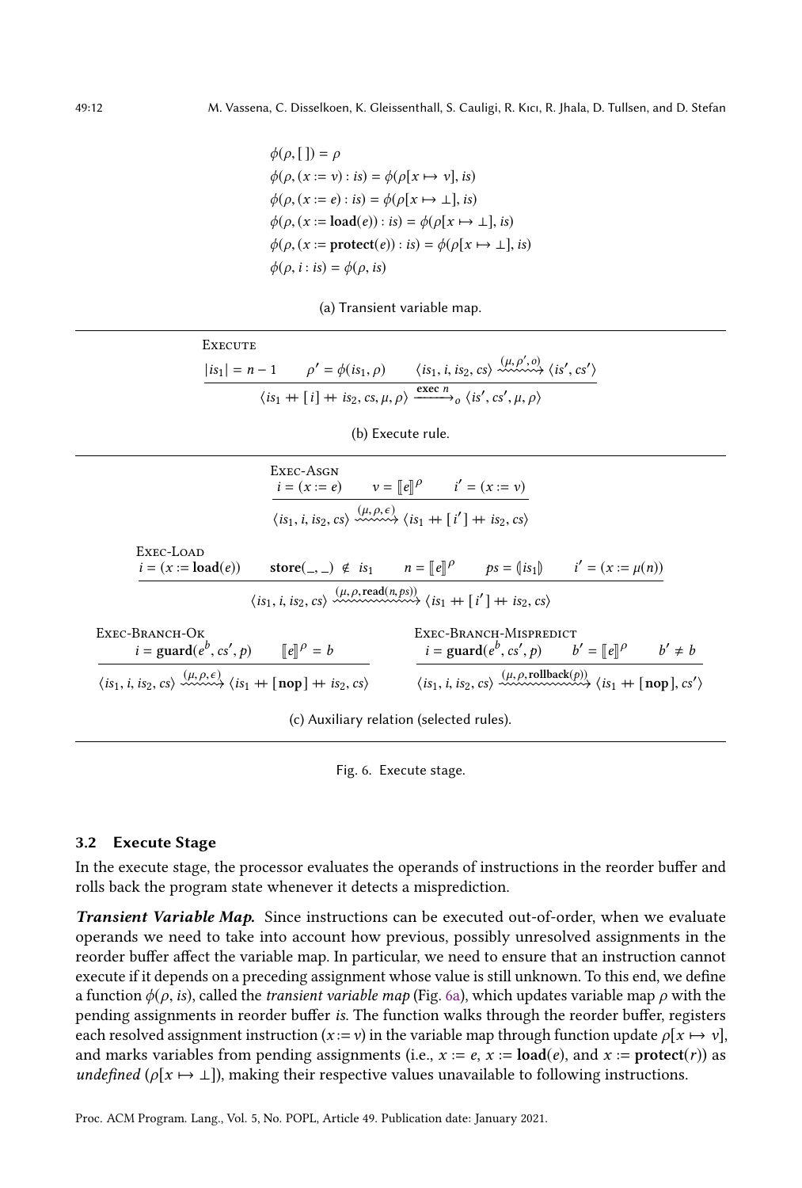$$\phi(\rho, [\,]) = \rho$$
$$\phi(\rho, (x := v) : is) = \phi(\rho[x \mapsto v], is)$$
$$\phi(\rho, (x := e) : is) = \phi(\rho[x \mapsto \bot], is)$$
$$\phi(\rho, (x := \mathbf{load}(e)) : is) = \phi(\rho[x \mapsto \bot], is)$$
$$\phi(\rho, (x := \mathbf{protect}(e)) : is) = \phi(\rho[x \mapsto \bot], is)$$
$$\phi(\rho, i : is) = \phi(\rho, is)$$

(a) Transient variable map.

Execute

$$\frac{|is_1| = n - 1 \qquad \rho' = \phi(is_1, \rho) \qquad \langle is_1, i, is_2, cs\rangle \overset{(\mu, \rho', o)}{\rightsquigarrow} \langle is', cs'\rangle}{\langle is_1 +\!\!+ [\,i\,] +\!\!+ is_2, cs, \mu, \rho\rangle \xrightarrow{\mathbf{exec}\ n}_{o} \langle is', cs', \mu, \rho\rangle}$$

(b) Execute rule.

Exec-Asgn

$$\frac{i = (x := e) \qquad v = [\![e]\!]^{\rho} \qquad i' = (x := v)}{\langle is_1, i, is_2, cs\rangle \overset{(\mu, \rho, \epsilon)}{\rightsquigarrow} \langle is_1 +\!\!+ [\,i'\,] +\!\!+ is_2, cs\rangle}$$

Exec-Load

$$\frac{i = (x := \mathbf{load}(e)) \qquad \mathbf{store}(\_, \_) \notin is_1 \qquad n = [\![e]\!]^{\rho} \qquad ps = (\!|is_1|\!) \qquad i' = (x := \mu(n))}{\langle is_1, i, is_2, cs\rangle \overset{(\mu, \rho, \mathbf{read}(n, ps))}{\rightsquigarrow} \langle is_1 +\!\!+ [\,i'\,] +\!\!+ is_2, cs\rangle}$$

Exec-Branch-Ok

$$\frac{i = \mathbf{guard}(e^{b}, cs', p) \qquad [\![e]\!]^{\rho} = b}{\langle is_1, i, is_2, cs\rangle \overset{(\mu, \rho, \epsilon)}{\rightsquigarrow} \langle is_1 +\!\!+ [\,\mathbf{nop}\,] +\!\!+ is_2, cs\rangle}$$

Exec-Branch-Mispredict

$$\frac{i = \mathbf{guard}(e^{b}, cs', p) \qquad b' = [\![e]\!]^{\rho} \qquad b' \neq b}{\langle is_1, i, is_2, cs\rangle \overset{(\mu, \rho, \mathbf{rollback}(p))}{\rightsquigarrow} \langle is_1 +\!\!+ [\,\mathbf{nop}\,], cs'\rangle}$$

(c) Auxiliary relation (selected rules).

Fig. 6. Execute stage.

### 3.2 Execute Stage

In the execute stage, the processor evaluates the operands of instructions in the reorder buffer and rolls back the program state whenever it detects a misprediction.

***Transient Variable Map.*** Since instructions can be executed out-of-order, when we evaluate operands we need to take into account how previous, possibly unresolved assignments in the reorder buffer affect the variable map. In particular, we need to ensure that an instruction cannot execute if it depends on a preceding assignment whose value is still unknown. To this end, we define a function $\phi(\rho, is)$, called the *transient variable map* (Fig. 6a), which updates variable map $\rho$ with the pending assignments in reorder buffer *is*. The function walks through the reorder buffer, registers each resolved assignment instruction $(x := v)$ in the variable map through function update $\rho[x \mapsto v]$, and marks variables from pending assignments (i.e., $x := e$, $x := \mathbf{load}(e)$, and $x := \mathbf{protect}(r)$) as *undefined* ($\rho[x \mapsto \bot]$), making their respective values unavailable to following instructions.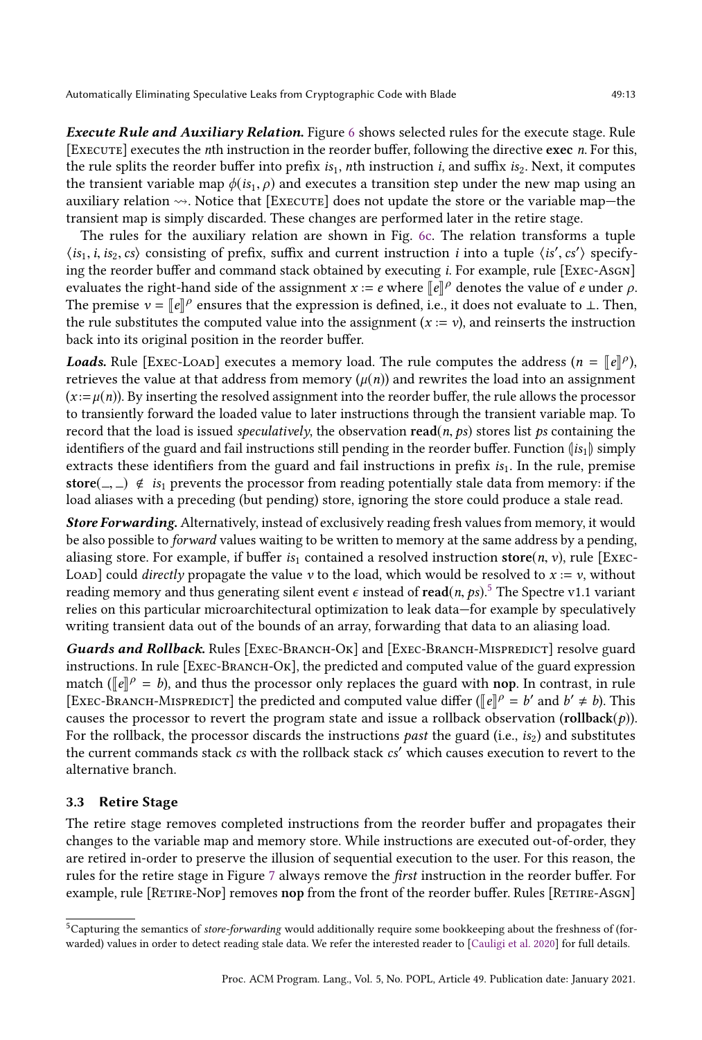***Execute Rule and Auxiliary Relation.*** Figure 6 shows selected rules for the execute stage. Rule [Execute] executes the $n$th instruction in the reorder buffer, following the directive **exec** $n$. For this, the rule splits the reorder buffer into prefix $is_1$, $n$th instruction $i$, and suffix $is_2$. Next, it computes the transient variable map $\phi(is_1, \rho)$ and executes a transition step under the new map using an auxiliary relation $\rightsquigarrow$. Notice that [Execute] does not update the store or the variable map—the transient map is simply discarded. These changes are performed later in the retire stage.

The rules for the auxiliary relation are shown in Fig. 6c. The relation transforms a tuple $\langle is_1, i, is_2, cs\rangle$ consisting of prefix, suffix and current instruction $i$ into a tuple $\langle is', cs'\rangle$ specifying the reorder buffer and command stack obtained by executing $i$. For example, rule [Exec-Asgn] evaluates the right-hand side of the assignment $x := e$ where $[\![e]\!]^\rho$ denotes the value of $e$ under $\rho$. The premise $v = [\![e]\!]^\rho$ ensures that the expression is defined, i.e., it does not evaluate to $\bot$. Then, the rule substitutes the computed value into the assignment ($x := v$), and reinserts the instruction back into its original position in the reorder buffer.

***Loads.*** Rule [Exec-Load] executes a memory load. The rule computes the address ($n = [\![e]\!]^\rho$), retrieves the value at that address from memory ($\mu(n)$) and rewrites the load into an assignment ($x := \mu(n)$). By inserting the resolved assignment into the reorder buffer, the rule allows the processor to transiently forward the loaded value to later instructions through the transient variable map. To record that the load is issued *speculatively*, the observation $\mathbf{read}(n, ps)$ stores list $ps$ containing the identifiers of the guard and fail instructions still pending in the reorder buffer. Function $(\!|is_1|\!)$ simply extracts these identifiers from the guard and fail instructions in prefix $is_1$. In the rule, premise $\mathbf{store}(\_, \_) \notin is_1$ prevents the processor from reading potentially stale data from memory: if the load aliases with a preceding (but pending) store, ignoring the store could produce a stale read.

***Store Forwarding.*** Alternatively, instead of exclusively reading fresh values from memory, it would be also possible to *forward* values waiting to be written to memory at the same address by a pending, aliasing store. For example, if buffer $is_1$ contained a resolved instruction $\mathbf{store}(n, v)$, rule [Exec-Load] could *directly* propagate the value $v$ to the load, which would be resolved to $x := v$, without reading memory and thus generating silent event $\epsilon$ instead of $\mathbf{read}(n, ps)$.[5] The Spectre v1.1 variant relies on this particular microarchitectural optimization to leak data—for example by speculatively writing transient data out of the bounds of an array, forwarding that data to an aliasing load.

***Guards and Rollback.*** Rules [Exec-Branch-Ok] and [Exec-Branch-Mispredict] resolve guard instructions. In rule [Exec-Branch-Ok], the predicted and computed value of the guard expression match ($[\![e]\!]^\rho = b$), and thus the processor only replaces the guard with **nop**. In contrast, in rule [Exec-Branch-Mispredict] the predicted and computed value differ ($[\![e]\!]^\rho = b'$ and $b' \neq b$). This causes the processor to revert the program state and issue a rollback observation ($\mathbf{rollback}(p)$). For the rollback, the processor discards the instructions *past* the guard (i.e., $is_2$) and substitutes the current commands stack $cs$ with the rollback stack $cs'$ which causes execution to revert to the alternative branch.

### 3.3 Retire Stage

The retire stage removes completed instructions from the reorder buffer and propagates their changes to the variable map and memory store. While instructions are executed out-of-order, they are retired in-order to preserve the illusion of sequential execution to the user. For this reason, the rules for the retire stage in Figure 7 always remove the *first* instruction in the reorder buffer. For example, rule [Retire-Nop] removes **nop** from the front of the reorder buffer. Rules [Retire-Asgn]

[5] Capturing the semantics of *store-forwarding* would additionally require some bookkeeping about the freshness of (forwarded) values in order to detect reading stale data. We refer the interested reader to [Cauligi et al. 2020] for full details.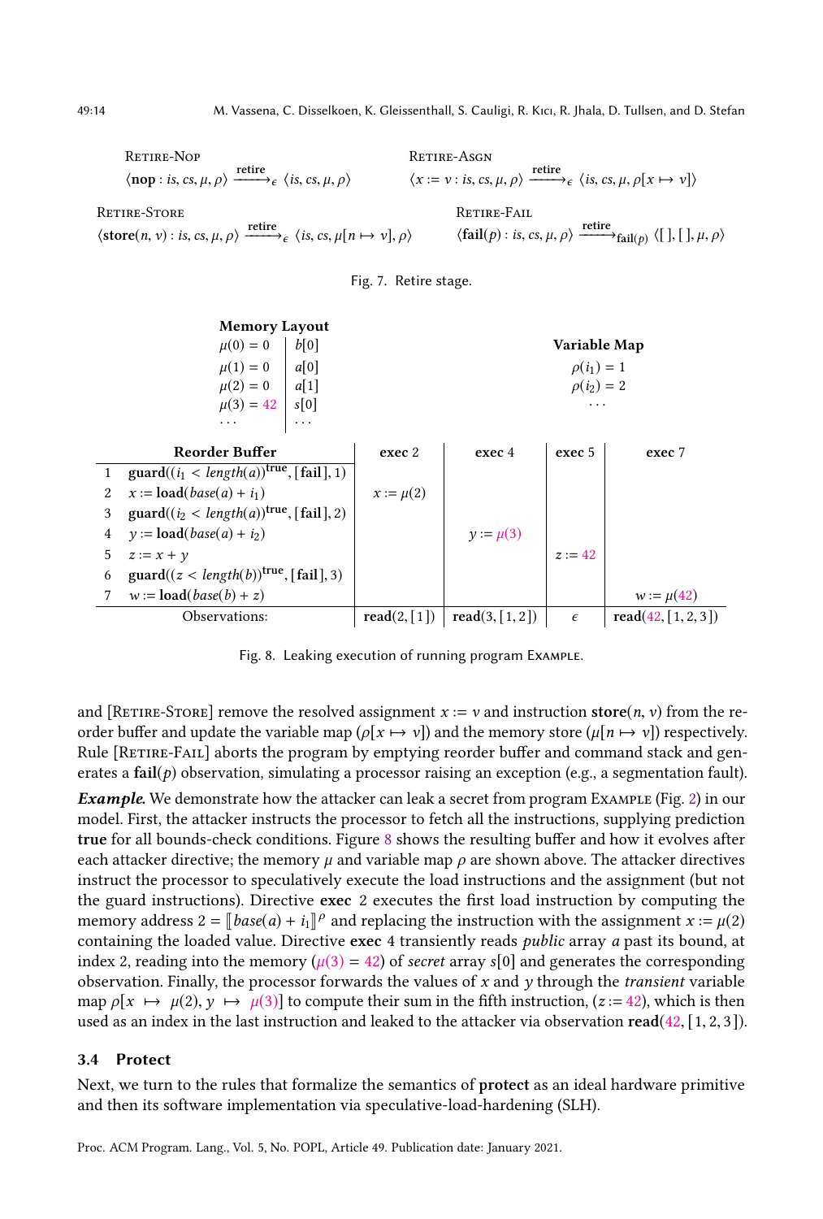Retire-Nop

$$\langle \mathbf{nop} : is, cs, \mu, \rho \rangle \xrightarrow{\mathbf{retire}}_{\epsilon} \langle is, cs, \mu, \rho \rangle$$

Retire-Asgn

$$\langle x := v : is, cs, \mu, \rho \rangle \xrightarrow{\mathbf{retire}}_{\epsilon} \langle is, cs, \mu, \rho[x \mapsto v] \rangle$$

Retire-Store

$$\langle \mathbf{store}(n, v) : is, cs, \mu, \rho \rangle \xrightarrow{\mathbf{retire}}_{\epsilon} \langle is, cs, \mu[n \mapsto v], \rho \rangle$$

Retire-Fail

$$\langle \mathbf{fail}(p) : is, cs, \mu, \rho \rangle \xrightarrow{\mathbf{retire}}_{\mathbf{fail}(p)} \langle [\,], [\,], \mu, \rho \rangle$$

Fig. 7. Retire stage.

**Memory Layout**

| | |
|---|---|
| $\mu(0) = 0$ | $b[0]$ |
| $\mu(1) = 0$ | $a[0]$ |
| $\mu(2) = 0$ | $a[1]$ |
| $\mu(3) = 42$ | $s[0]$ |
| ... | ... |

**Variable Map**

$\rho(i_1) = 1$

$\rho(i_2) = 2$

...

| | Reorder Buffer | exec 2 | exec 4 | exec 5 | exec 7 |
|---|---|---|---|---|---|
| 1 | $\mathbf{guard}((i_1 < length(a))^{\mathbf{true}}, [\mathbf{fail}], 1)$ | | | | |
| 2 | $x := \mathbf{load}(base(a) + i_1)$ | $x := \mu(2)$ | | | |
| 3 | $\mathbf{guard}((i_2 < length(a))^{\mathbf{true}}, [\mathbf{fail}], 2)$ | | | | |
| 4 | $y := \mathbf{load}(base(a) + i_2)$ | | $y := \mu(3)$ | | |
| 5 | $z := x + y$ | | | $z := 42$ | |
| 6 | $\mathbf{guard}((z < length(b))^{\mathbf{true}}, [\mathbf{fail}], 3)$ | | | | |
| 7 | $w := \mathbf{load}(base(b) + z)$ | | | | $w := \mu(42)$ |
| | Observations: | $\mathbf{read}(2, [1])$ | $\mathbf{read}(3, [1, 2])$ | $\epsilon$ | $\mathbf{read}(42, [1, 2, 3])$ |

Fig. 8. Leaking execution of running program Example.

and [Retire-Store] remove the resolved assignment $x := v$ and instruction $\mathbf{store}(n, v)$ from the reorder buffer and update the variable map ($\rho[x \mapsto v]$) and the memory store ($\mu[n \mapsto v]$) respectively. Rule [Retire-Fail] aborts the program by emptying reorder buffer and command stack and generates a $\mathbf{fail}(p)$ observation, simulating a processor raising an exception (e.g., a segmentation fault).

***Example.*** We demonstrate how the attacker can leak a secret from program Example (Fig. 2) in our model. First, the attacker instructs the processor to fetch all the instructions, supplying prediction **true** for all bounds-check conditions. Figure 8 shows the resulting buffer and how it evolves after each attacker directive; the memory $\mu$ and variable map $\rho$ are shown above. The attacker directives instruct the processor to speculatively execute the load instructions and the assignment (but not the guard instructions). Directive **exec** 2 executes the first load instruction by computing the memory address $2 = [\![ base(a) + i_1 ]\!]^{\rho}$ and replacing the instruction with the assignment $x := \mu(2)$ containing the loaded value. Directive **exec** 4 transiently reads *public* array $a$ past its bound, at index 2, reading into the memory ($\mu(3) = 42$) of *secret* array $s[0]$ and generates the corresponding observation. Finally, the processor forwards the values of $x$ and $y$ through the *transient* variable map $\rho[x \mapsto \mu(2), y \mapsto \mu(3)]$ to compute their sum in the fifth instruction, ($z := 42$), which is then used as an index in the last instruction and leaked to the attacker via observation $\mathbf{read}(42, [1, 2, 3])$.

### 3.4 Protect

Next, we turn to the rules that formalize the semantics of **protect** as an ideal hardware primitive and then its software implementation via speculative-load-hardening (SLH).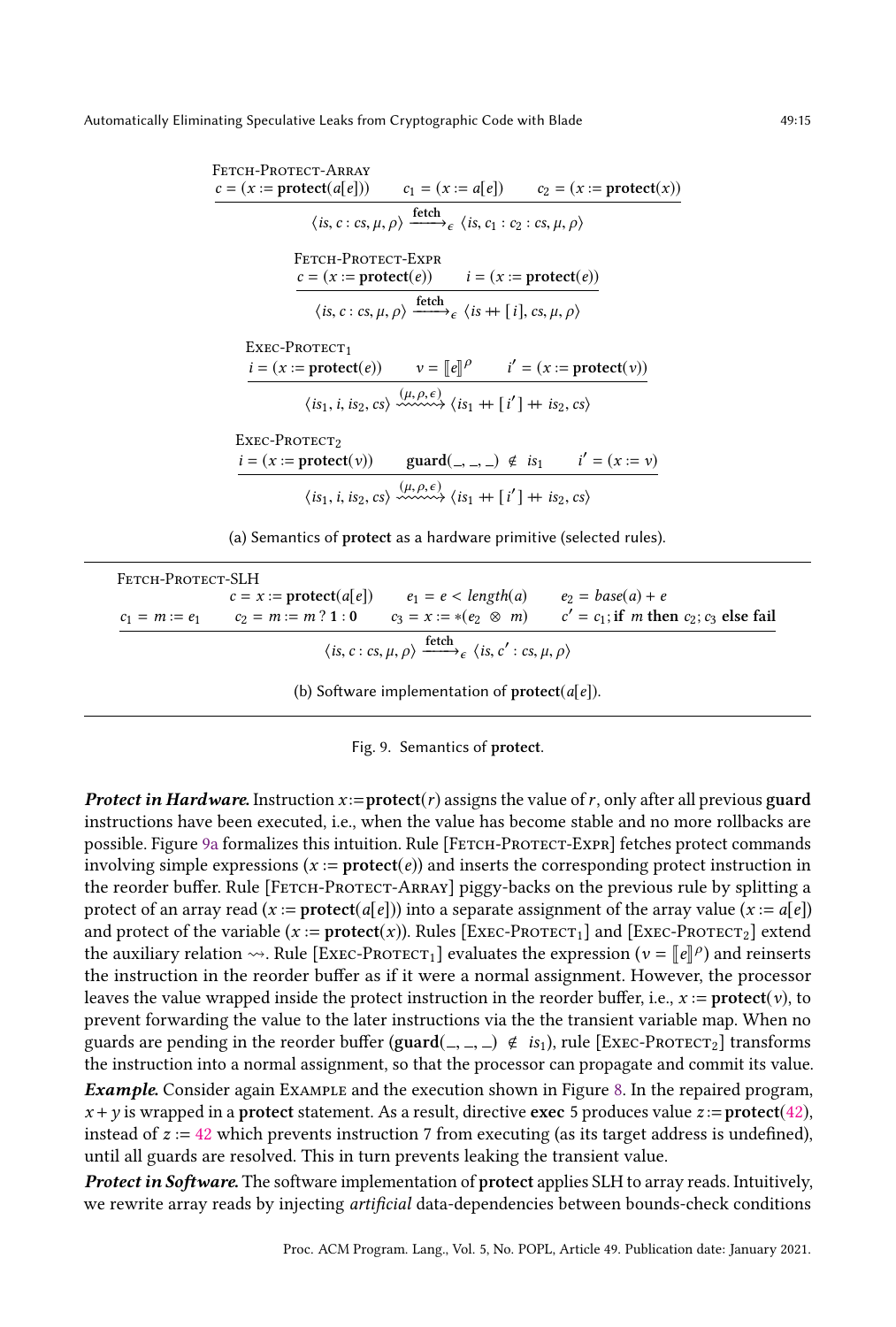Fetch-Protect-Array

$$\frac{c = (x := \mathbf{protect}(a[e])) \qquad c_1 = (x := a[e]) \qquad c_2 = (x := \mathbf{protect}(x))}{\langle is, c : cs, \mu, \rho \rangle \xrightarrow{\mathbf{fetch}}_{\epsilon} \langle is, c_1 : c_2 : cs, \mu, \rho \rangle}$$

Fetch-Protect-Expr

$$\frac{c = (x := \mathbf{protect}(e)) \qquad i = (x := \mathbf{protect}(e))}{\langle is, c : cs, \mu, \rho \rangle \xrightarrow{\mathbf{fetch}}_{\epsilon} \langle is +\!\!+ [\,i\,], cs, \mu, \rho \rangle}$$

Exec-Protect$_1$

$$\frac{i = (x := \mathbf{protect}(e)) \qquad v = [\![e]\!]^{\rho} \qquad i' = (x := \mathbf{protect}(v))}{\langle is_1, i, is_2, cs \rangle \overset{(\mu, \rho, \epsilon)}{\rightsquigarrow} \langle is_1 +\!\!+ [\,i'\,] +\!\!+ is_2, cs \rangle}$$

Exec-Protect$_2$

$$\frac{i = (x := \mathbf{protect}(v)) \qquad \mathbf{guard}(\_, \_, \_) \notin is_1 \qquad i' = (x := v)}{\langle is_1, i, is_2, cs \rangle \overset{(\mu, \rho, \epsilon)}{\rightsquigarrow} \langle is_1 +\!\!+ [\,i'\,] +\!\!+ is_2, cs \rangle}$$

(a) Semantics of **protect** as a hardware primitive (selected rules).

Fetch-Protect-SLH

$$\frac{\begin{array}{c} c = x := \mathbf{protect}(a[e]) \qquad e_1 = e < length(a) \qquad e_2 = base(a) + e \\ c_1 = m := e_1 \qquad c_2 = m := m\,?\,\mathbf{1} : \mathbf{0} \qquad c_3 = x := *(e_2 \otimes m) \qquad c' = c_1; \mathbf{if}\ m\ \mathbf{then}\ c_2; c_3\ \mathbf{else\ fail} \end{array}}{\langle is, c : cs, \mu, \rho \rangle \xrightarrow{\mathbf{fetch}}_{\epsilon} \langle is, c' : cs, \mu, \rho \rangle}$$

(b) Software implementation of **protect**($a[e]$).

Fig. 9. Semantics of **protect**.

***Protect in Hardware.*** Instruction $x$:=**protect**($r$) assigns the value of $r$, only after all previous **guard** instructions have been executed, i.e., when the value has become stable and no more rollbacks are possible. Figure 9a formalizes this intuition. Rule [Fetch-Protect-Expr] fetches protect commands involving simple expressions ($x :=$ **protect**($e$)) and inserts the corresponding protect instruction in the reorder buffer. Rule [Fetch-Protect-Array] piggy-backs on the previous rule by splitting a protect of an array read ($x :=$ **protect**($a[e]$)) into a separate assignment of the array value ($x := a[e]$) and protect of the variable ($x :=$ **protect**($x$)). Rules [Exec-Protect$_1$] and [Exec-Protect$_2$] extend the auxiliary relation $\rightsquigarrow$. Rule [Exec-Protect$_1$] evaluates the expression ($v = [\![e]\!]^{\rho}$) and reinserts the instruction in the reorder buffer as if it were a normal assignment. However, the processor leaves the value wrapped inside the protect instruction in the reorder buffer, i.e., $x :=$ **protect**($v$), to prevent forwarding the value to the later instructions via the the transient variable map. When no guards are pending in the reorder buffer (**guard**($\_, \_, \_$) $\notin is_1$), rule [Exec-Protect$_2$] transforms the instruction into a normal assignment, so that the processor can propagate and commit its value.

***Example.*** Consider again Example and the execution shown in Figure 8. In the repaired program, $x + y$ is wrapped in a **protect** statement. As a result, directive **exec** 5 produces value $z$:=**protect**(42), instead of $z := 42$ which prevents instruction 7 from executing (as its target address is undefined), until all guards are resolved. This in turn prevents leaking the transient value.

***Protect in Software.*** The software implementation of **protect** applies SLH to array reads. Intuitively, we rewrite array reads by injecting *artificial* data-dependencies between bounds-check conditions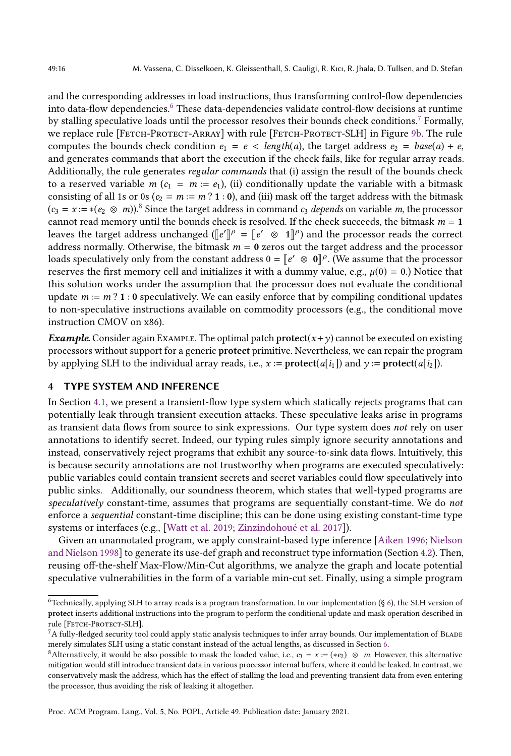and the corresponding addresses in load instructions, thus transforming control-flow dependencies into data-flow dependencies.[6] These data-dependencies validate control-flow decisions at runtime by stalling speculative loads until the processor resolves their bounds check conditions.[7] Formally, we replace rule [Fetch-Protect-Array] with rule [Fetch-Protect-SLH] in Figure 9b. The rule computes the bounds check condition $e_1 = e < length(a)$, the target address $e_2 = base(a) + e$, and generates commands that abort the execution if the check fails, like for regular array reads. Additionally, the rule generates *regular commands* that (i) assign the result of the bounds check to a reserved variable $m$ ($c_1 = m := e_1$), (ii) conditionally update the variable with a bitmask consisting of all 1s or 0s ($c_2 = m := m \,?\, \mathbf{1} : \mathbf{0}$), and (iii) mask off the target address with the bitmask ($c_3 = x := *(e_2 \otimes m)$).[8] Since the target address in command $c_3$ *depends* on variable $m$, the processor cannot read memory until the bounds check is resolved. If the check succeeds, the bitmask $m = \mathbf{1}$ leaves the target address unchanged ($[\![e']\!]^\rho = [\![e' \otimes \mathbf{1}]\!]^\rho$) and the processor reads the correct address normally. Otherwise, the bitmask $m = \mathbf{0}$ zeros out the target address and the processor loads speculatively only from the constant address $0 = [\![e' \otimes \mathbf{0}]\!]^\rho$. (We assume that the processor reserves the first memory cell and initializes it with a dummy value, e.g., $\mu(0) = 0$.) Notice that this solution works under the assumption that the processor does not evaluate the conditional update $m := m \,?\, \mathbf{1} : \mathbf{0}$ speculatively. We can easily enforce that by compiling conditional updates to non-speculative instructions available on commodity processors (e.g., the conditional move instruction CMOV on x86).

***Example.*** Consider again Example. The optimal patch $\mathbf{protect}(x + y)$ cannot be executed on existing processors without support for a generic **protect** primitive. Nevertheless, we can repair the program by applying SLH to the individual array reads, i.e., $x := \mathbf{protect}(a[i_1])$ and $y := \mathbf{protect}(a[i_2])$.

## 4 TYPE SYSTEM AND INFERENCE

In Section 4.1, we present a transient-flow type system which statically rejects programs that can potentially leak through transient execution attacks. These speculative leaks arise in programs as transient data flows from source to sink expressions. Our type system does *not* rely on user annotations to identify secret. Indeed, our typing rules simply ignore security annotations and instead, conservatively reject programs that exhibit any source-to-sink data flows. Intuitively, this is because security annotations are not trustworthy when programs are executed speculatively: public variables could contain transient secrets and secret variables could flow speculatively into public sinks. Additionally, our soundness theorem, which states that well-typed programs are *speculatively* constant-time, assumes that programs are sequentially constant-time. We do *not* enforce a *sequential* constant-time discipline; this can be done using existing constant-time type systems or interfaces (e.g., [Watt et al. 2019; Zinzindohoué et al. 2017]).

Given an unannotated program, we apply constraint-based type inference [Aiken 1996; Nielson and Nielson 1998] to generate its use-def graph and reconstruct type information (Section 4.2). Then, reusing off-the-shelf Max-Flow/Min-Cut algorithms, we analyze the graph and locate potential speculative vulnerabilities in the form of a variable min-cut set. Finally, using a simple program

[6] Technically, applying SLH to array reads is a program transformation. In our implementation (§ 6), the SLH version of **protect** inserts additional instructions into the program to perform the conditional update and mask operation described in rule [Fetch-Protect-SLH].

[7] A fully-fledged security tool could apply static analysis techniques to infer array bounds. Our implementation of Blade merely simulates SLH using a static constant instead of the actual lengths, as discussed in Section 6.

[8] Alternatively, it would be also possible to mask the loaded value, i.e., $c_3 = x := (*e_2) \otimes m$. However, this alternative mitigation would still introduce transient data in various processor internal buffers, where it could be leaked. In contrast, we conservatively mask the address, which has the effect of stalling the load and preventing transient data from even entering the processor, thus avoiding the risk of leaking it altogether.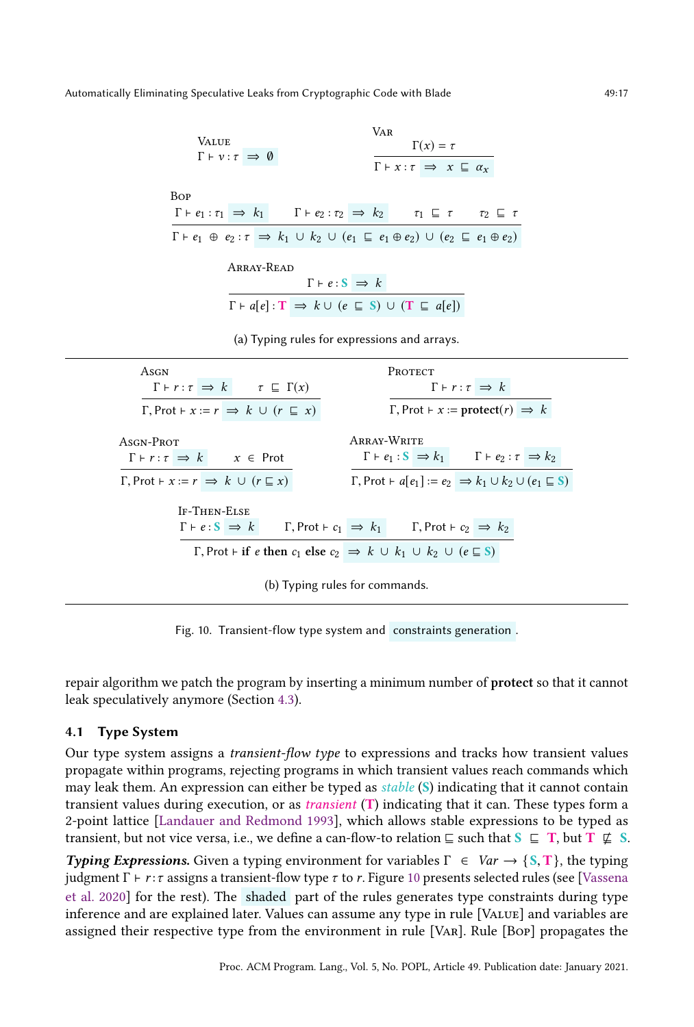$$\textsc{Value}\quad \Gamma \vdash v : \tau \;\Rightarrow\; \emptyset$$

$$\textsc{Var}\quad \frac{\Gamma(x) = \tau}{\Gamma \vdash x : \tau \;\Rightarrow\; x \sqsubseteq \alpha_x}$$

$$\textsc{Bop}\quad \frac{\Gamma \vdash e_1 : \tau_1 \;\Rightarrow\; k_1 \qquad \Gamma \vdash e_2 : \tau_2 \;\Rightarrow\; k_2 \qquad \tau_1 \sqsubseteq \tau \qquad \tau_2 \sqsubseteq \tau}{\Gamma \vdash e_1 \oplus e_2 : \tau \;\Rightarrow\; k_1 \cup k_2 \cup (e_1 \sqsubseteq e_1 \oplus e_2) \cup (e_2 \sqsubseteq e_1 \oplus e_2)}$$

$$\textsc{Array-Read}\quad \frac{\Gamma \vdash e : \mathbf{S} \;\Rightarrow\; k}{\Gamma \vdash a[e] : \mathbf{T} \;\Rightarrow\; k \cup (e \sqsubseteq \mathbf{S}) \cup (\mathbf{T} \sqsubseteq a[e])}$$

(a) Typing rules for expressions and arrays.

$$\textsc{Asgn}\quad \frac{\Gamma \vdash r : \tau \;\Rightarrow\; k \qquad \tau \sqsubseteq \Gamma(x)}{\Gamma, \text{Prot} \vdash x := r \;\Rightarrow\; k \cup (r \sqsubseteq x)}$$

$$\textsc{Protect}\quad \frac{\Gamma \vdash r : \tau \;\Rightarrow\; k}{\Gamma, \text{Prot} \vdash x := \textbf{protect}(r) \;\Rightarrow\; k}$$

$$\textsc{Asgn-Prot}\quad \frac{\Gamma \vdash r : \tau \;\Rightarrow\; k \qquad x \in \text{Prot}}{\Gamma, \text{Prot} \vdash x := r \;\Rightarrow\; k \cup (r \sqsubseteq x)}$$

$$\textsc{Array-Write}\quad \frac{\Gamma \vdash e_1 : \mathbf{S} \;\Rightarrow k_1 \qquad \Gamma \vdash e_2 : \tau \;\Rightarrow k_2}{\Gamma, \text{Prot} \vdash a[e_1] := e_2 \;\Rightarrow k_1 \cup k_2 \cup (e_1 \sqsubseteq \mathbf{S})}$$

$$\textsc{If-Then-Else}\quad \frac{\Gamma \vdash e : \mathbf{S} \;\Rightarrow\; k \qquad \Gamma, \text{Prot} \vdash c_1 \;\Rightarrow\; k_1 \qquad \Gamma, \text{Prot} \vdash c_2 \;\Rightarrow\; k_2}{\Gamma, \text{Prot} \vdash \textbf{if } e \textbf{ then } c_1 \textbf{ else } c_2 \;\Rightarrow\; k \cup k_1 \cup k_2 \cup (e \sqsubseteq \mathbf{S})}$$

(b) Typing rules for commands.

Fig. 10. Transient-flow type system and constraints generation.

repair algorithm we patch the program by inserting a minimum number of **protect** so that it cannot leak speculatively anymore (Section 4.3).

## 4.1 Type System

Our type system assigns a *transient-flow type* to expressions and tracks how transient values propagate within programs, rejecting programs in which transient values reach commands which may leak them. An expression can either be typed as *stable* (**S**) indicating that it cannot contain transient values during execution, or as *transient* (**T**) indicating that it can. These types form a 2-point lattice [Landauer and Redmond 1993], which allows stable expressions to be typed as transient, but not vice versa, i.e., we define a can-flow-to relation $\sqsubseteq$ such that $\mathbf{S} \sqsubseteq \mathbf{T}$, but $\mathbf{T} \not\sqsubseteq \mathbf{S}$.

***Typing Expressions.*** Given a typing environment for variables $\Gamma \in \mathit{Var} \rightarrow \{\mathbf{S}, \mathbf{T}\}$, the typing judgment $\Gamma \vdash r : \tau$ assigns a transient-flow type $\tau$ to $r$. Figure 10 presents selected rules (see [Vassena et al. 2020] for the rest). The shaded part of the rules generates type constraints during type inference and are explained later. Values can assume any type in rule [Value] and variables are assigned their respective type from the environment in rule [Var]. Rule [Bop] propagates the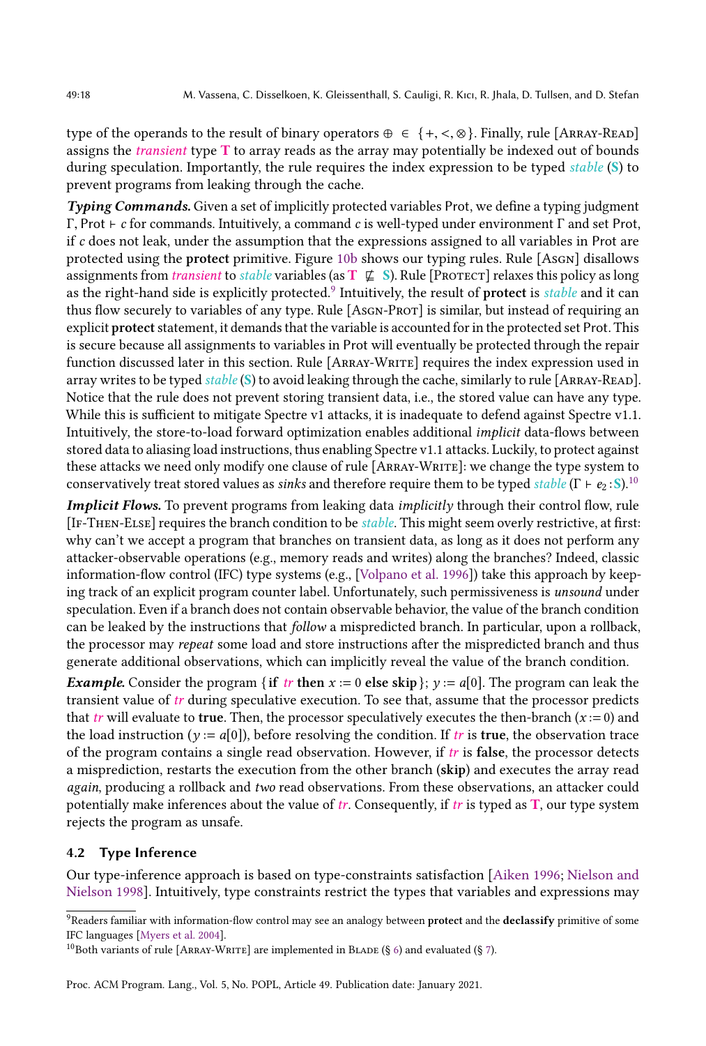type of the operands to the result of binary operators $\oplus \in \{+, <, \otimes\}$. Finally, rule [Array-Read] assigns the *transient* type $\mathbf{T}$ to array reads as the array may potentially be indexed out of bounds during speculation. Importantly, the rule requires the index expression to be typed *stable* ($\mathbf{S}$) to prevent programs from leaking through the cache.

***Typing Commands.*** Given a set of implicitly protected variables Prot, we define a typing judgment $\Gamma, \text{Prot} \vdash c$ for commands. Intuitively, a command $c$ is well-typed under environment $\Gamma$ and set Prot, if $c$ does not leak, under the assumption that the expressions assigned to all variables in Prot are protected using the **protect** primitive. Figure 10b shows our typing rules. Rule [Asgn] disallows assignments from *transient* to *stable* variables (as $\mathbf{T} \not\sqsubseteq \mathbf{S}$). Rule [Protect] relaxes this policy as long as the right-hand side is explicitly protected.[9] Intuitively, the result of **protect** is *stable* and it can thus flow securely to variables of any type. Rule [Asgn-Prot] is similar, but instead of requiring an explicit **protect** statement, it demands that the variable is accounted for in the protected set Prot. This is secure because all assignments to variables in Prot will eventually be protected through the repair function discussed later in this section. Rule [Array-Write] requires the index expression used in array writes to be typed *stable* ($\mathbf{S}$) to avoid leaking through the cache, similarly to rule [Array-Read]. Notice that the rule does not prevent storing transient data, i.e., the stored value can have any type. While this is sufficient to mitigate Spectre v1 attacks, it is inadequate to defend against Spectre v1.1. Intuitively, the store-to-load forward optimization enables additional *implicit* data-flows between stored data to aliasing load instructions, thus enabling Spectre v1.1 attacks. Luckily, to protect against these attacks we need only modify one clause of rule [Array-Write]: we change the type system to conservatively treat stored values as *sinks* and therefore require them to be typed *stable* ($\Gamma \vdash e_2 : \mathbf{S}$).[10]

***Implicit Flows.*** To prevent programs from leaking data *implicitly* through their control flow, rule [If-Then-Else] requires the branch condition to be *stable*. This might seem overly restrictive, at first: why can't we accept a program that branches on transient data, as long as it does not perform any attacker-observable operations (e.g., memory reads and writes) along the branches? Indeed, classic information-flow control (IFC) type systems (e.g., [Volpano et al. 1996]) take this approach by keeping track of an explicit program counter label. Unfortunately, such permissiveness is *unsound* under speculation. Even if a branch does not contain observable behavior, the value of the branch condition can be leaked by the instructions that *follow* a mispredicted branch. In particular, upon a rollback, the processor may *repeat* some load and store instructions after the mispredicted branch and thus generate additional observations, which can implicitly reveal the value of the branch condition.

***Example.*** Consider the program $\{\textbf{if } tr \textbf{ then } x := 0 \textbf{ else skip}\}; y := a[0]$. The program can leak the transient value of $tr$ during speculative execution. To see that, assume that the processor predicts that $tr$ will evaluate to **true**. Then, the processor speculatively executes the then-branch ($x := 0$) and the load instruction ($y := a[0]$), before resolving the condition. If $tr$ is **true**, the observation trace of the program contains a single read observation. However, if $tr$ is **false**, the processor detects a misprediction, restarts the execution from the other branch (**skip**) and executes the array read *again*, producing a rollback and *two* read observations. From these observations, an attacker could potentially make inferences about the value of $tr$. Consequently, if $tr$ is typed as $\mathbf{T}$, our type system rejects the program as unsafe.

## 4.2 Type Inference

Our type-inference approach is based on type-constraints satisfaction [Aiken 1996; Nielson and Nielson 1998]. Intuitively, type constraints restrict the types that variables and expressions may

[9] Readers familiar with information-flow control may see an analogy between **protect** and the **declassify** primitive of some IFC languages [Myers et al. 2004].

[10] Both variants of rule [Array-Write] are implemented in Blade (§ 6) and evaluated (§ 7).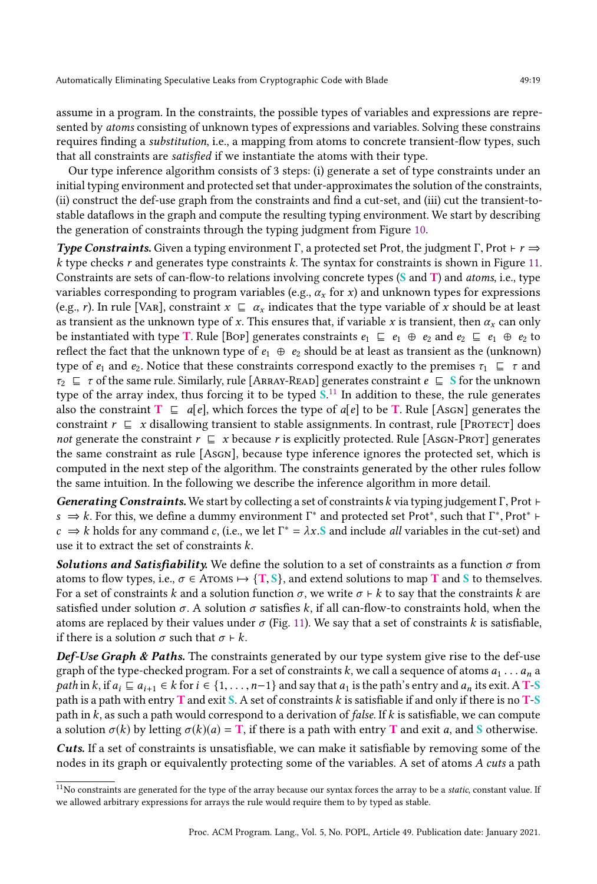assume in a program. In the constraints, the possible types of variables and expressions are represented by *atoms* consisting of unknown types of expressions and variables. Solving these constrains requires finding a *substitution*, i.e., a mapping from atoms to concrete transient-flow types, such that all constraints are *satisfied* if we instantiate the atoms with their type.

Our type inference algorithm consists of 3 steps: (i) generate a set of type constraints under an initial typing environment and protected set that under-approximates the solution of the constraints, (ii) construct the def-use graph from the constraints and find a cut-set, and (iii) cut the transient-to-stable dataflows in the graph and compute the resulting typing environment. We start by describing the generation of constraints through the typing judgment from Figure 10.

***Type Constraints.*** Given a typing environment $\Gamma$, a protected set Prot, the judgment $\Gamma, \text{Prot} \vdash r \Rightarrow k$ type checks $r$ and generates type constraints $k$. The syntax for constraints is shown in Figure 11. Constraints are sets of can-flow-to relations involving concrete types ($\mathbf{S}$ and $\mathbf{T}$) and *atoms*, i.e., type variables corresponding to program variables (e.g., $\alpha_x$ for $x$) and unknown types for expressions (e.g., $r$). In rule [Var], constraint $x \sqsubseteq \alpha_x$ indicates that the type variable of $x$ should be at least as transient as the unknown type of $x$. This ensures that, if variable $x$ is transient, then $\alpha_x$ can only be instantiated with type $\mathbf{T}$. Rule [Bop] generates constraints $e_1 \sqsubseteq e_1 \oplus e_2$ and $e_2 \sqsubseteq e_1 \oplus e_2$ to reflect the fact that the unknown type of $e_1 \oplus e_2$ should be at least as transient as the (unknown) type of $e_1$ and $e_2$. Notice that these constraints correspond exactly to the premises $\tau_1 \sqsubseteq \tau$ and $\tau_2 \sqsubseteq \tau$ of the same rule. Similarly, rule [Array-Read] generates constraint $e \sqsubseteq \mathbf{S}$ for the unknown type of the array index, thus forcing it to be typed $\mathbf{S}$.[11] In addition to these, the rule generates also the constraint $\mathbf{T} \sqsubseteq a[e]$, which forces the type of $a[e]$ to be $\mathbf{T}$. Rule [Asgn] generates the constraint $r \sqsubseteq x$ disallowing transient to stable assignments. In contrast, rule [Protect] does *not* generate the constraint $r \sqsubseteq x$ because $r$ is explicitly protected. Rule [Asgn-Prot] generates the same constraint as rule [Asgn], because type inference ignores the protected set, which is computed in the next step of the algorithm. The constraints generated by the other rules follow the same intuition. In the following we describe the inference algorithm in more detail.

***Generating Constraints.*** We start by collecting a set of constraints $k$ via typing judgement $\Gamma, \text{Prot} \vdash s \Rightarrow k$. For this, we define a dummy environment $\Gamma^*$ and protected set $\text{Prot}^*$, such that $\Gamma^*, \text{Prot}^* \vdash c \Rightarrow k$ holds for any command $c$, (i.e., we let $\Gamma^* = \lambda x.\mathbf{S}$ and include *all* variables in the cut-set) and use it to extract the set of constraints $k$.

***Solutions and Satisfiability.*** We define the solution to a set of constraints as a function $\sigma$ from atoms to flow types, i.e., $\sigma \in \text{Atoms} \mapsto \{\mathbf{T}, \mathbf{S}\}$, and extend solutions to map $\mathbf{T}$ and $\mathbf{S}$ to themselves. For a set of constraints $k$ and a solution function $\sigma$, we write $\sigma \vdash k$ to say that the constraints $k$ are satisfied under solution $\sigma$. A solution $\sigma$ satisfies $k$, if all can-flow-to constraints hold, when the atoms are replaced by their values under $\sigma$ (Fig. 11). We say that a set of constraints $k$ is satisfiable, if there is a solution $\sigma$ such that $\sigma \vdash k$.

***Def-Use Graph & Paths.*** The constraints generated by our type system give rise to the def-use graph of the type-checked program. For a set of constraints $k$, we call a sequence of atoms $a_1 \ldots a_n$ a *path* in $k$, if $a_i \sqsubseteq a_{i+1} \in k$ for $i \in \{1, \ldots, n-1\}$ and say that $a_1$ is the path's entry and $a_n$ its exit. A $\mathbf{T}$-$\mathbf{S}$ path is a path with entry $\mathbf{T}$ and exit $\mathbf{S}$. A set of constraints $k$ is satisfiable if and only if there is no $\mathbf{T}$-$\mathbf{S}$ path in $k$, as such a path would correspond to a derivation of *false*. If $k$ is satisfiable, we can compute a solution $\sigma(k)$ by letting $\sigma(k)(a) = \mathbf{T}$, if there is a path with entry $\mathbf{T}$ and exit $a$, and $\mathbf{S}$ otherwise.

***Cuts.*** If a set of constraints is unsatisfiable, we can make it satisfiable by removing some of the nodes in its graph or equivalently protecting some of the variables. A set of atoms $A$ *cuts* a path

[11] No constraints are generated for the type of the array because our syntax forces the array to be a *static*, constant value. If we allowed arbitrary expressions for arrays the rule would require them to by typed as stable.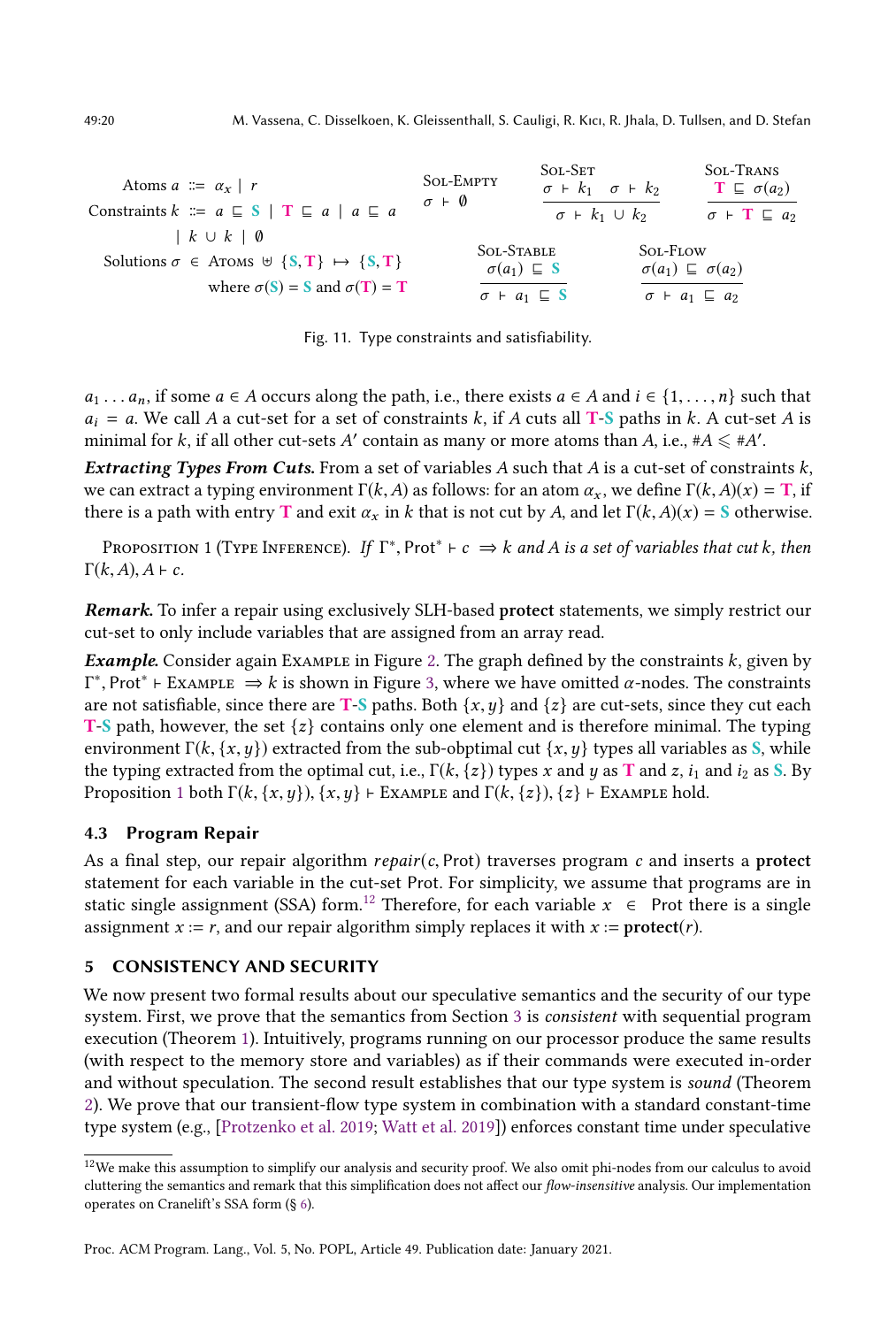$$
\begin{array}{rcl}
\text{Atoms } a & ::= & \alpha_x \mid r \\
\text{Constraints } k & ::= & a \sqsubseteq \mathbf{S} \mid \mathbf{T} \sqsubseteq a \mid a \sqsubseteq a \\
& \mid & k \cup k \mid \emptyset \\
\text{Solutions } \sigma & \in & \textsc{Atoms} \uplus \{\mathbf{S}, \mathbf{T}\} \mapsto \{\mathbf{S}, \mathbf{T}\} \\
& & \text{where } \sigma(\mathbf{S}) = \mathbf{S} \text{ and } \sigma(\mathbf{T}) = \mathbf{T}
\end{array}
$$

$$
\textsc{Sol-Empty}\quad \sigma \vdash \emptyset
\qquad
\textsc{Sol-Set}\quad \frac{\sigma \vdash k_1 \quad \sigma \vdash k_2}{\sigma \vdash k_1 \cup k_2}
\qquad
\textsc{Sol-Trans}\quad \frac{\mathbf{T} \sqsubseteq \sigma(a_2)}{\sigma \vdash \mathbf{T} \sqsubseteq a_2}
$$

$$
\textsc{Sol-Stable}\quad \frac{\sigma(a_1) \sqsubseteq \mathbf{S}}{\sigma \vdash a_1 \sqsubseteq \mathbf{S}}
\qquad
\textsc{Sol-Flow}\quad \frac{\sigma(a_1) \sqsubseteq \sigma(a_2)}{\sigma \vdash a_1 \sqsubseteq a_2}
$$

Fig. 11. Type constraints and satisfiability.

$a_1 \ldots a_n$, if some $a \in A$ occurs along the path, i.e., there exists $a \in A$ and $i \in \{1, \ldots, n\}$ such that $a_i = a$. We call $A$ a cut-set for a set of constraints $k$, if $A$ cuts all **T**-**S** paths in $k$. A cut-set $A$ is minimal for $k$, if all other cut-sets $A'$ contain as many or more atoms than $A$, i.e., $\#A \leqslant \#A'$.

***Extracting Types From Cuts.*** From a set of variables $A$ such that $A$ is a cut-set of constraints $k$, we can extract a typing environment $\Gamma(k, A)$ as follows: for an atom $\alpha_x$, we define $\Gamma(k, A)(x) = \mathbf{T}$, if there is a path with entry **T** and exit $\alpha_x$ in $k$ that is not cut by $A$, and let $\Gamma(k, A)(x) = \mathbf{S}$ otherwise.

Proposition 1 (Type Inference). *If $\Gamma^*, \text{Prot}^* \vdash c \implies k$ and $A$ is a set of variables that cut $k$, then $\Gamma(k, A), A \vdash c$.*

***Remark.*** To infer a repair using exclusively SLH-based **protect** statements, we simply restrict our cut-set to only include variables that are assigned from an array read.

***Example.*** Consider again Example in Figure 2. The graph defined by the constraints $k$, given by $\Gamma^*, \text{Prot}^* \vdash \textsc{Example} \implies k$ is shown in Figure 3, where we have omitted $\alpha$-nodes. The constraints are not satisfiable, since there are **T**-**S** paths. Both $\{x, y\}$ and $\{z\}$ are cut-sets, since they cut each **T**-**S** path, however, the set $\{z\}$ contains only one element and is therefore minimal. The typing environment $\Gamma(k, \{x, y\})$ extracted from the sub-obptimal cut $\{x, y\}$ types all variables as **S**, while the typing extracted from the optimal cut, i.e., $\Gamma(k, \{z\})$ types $x$ and $y$ as **T** and $z$, $i_1$ and $i_2$ as **S**. By Proposition 1 both $\Gamma(k, \{x, y\}), \{x, y\} \vdash \textsc{Example}$ and $\Gamma(k, \{z\}), \{z\} \vdash \textsc{Example}$ hold.

### 4.3 Program Repair

As a final step, our repair algorithm $repair(c, \text{Prot})$ traverses program $c$ and inserts a **protect** statement for each variable in the cut-set Prot. For simplicity, we assume that programs are in static single assignment (SSA) form.[12] Therefore, for each variable $x \in \text{Prot}$ there is a single assignment $x := r$, and our repair algorithm simply replaces it with $x := \mathbf{protect}(r)$.

## 5 CONSISTENCY AND SECURITY

We now present two formal results about our speculative semantics and the security of our type system. First, we prove that the semantics from Section 3 is *consistent* with sequential program execution (Theorem 1). Intuitively, programs running on our processor produce the same results (with respect to the memory store and variables) as if their commands were executed in-order and without speculation. The second result establishes that our type system is *sound* (Theorem 2). We prove that our transient-flow type system in combination with a standard constant-time type system (e.g., [Protzenko et al. 2019; Watt et al. 2019]) enforces constant time under speculative

[12] We make this assumption to simplify our analysis and security proof. We also omit phi-nodes from our calculus to avoid cluttering the semantics and remark that this simplification does not affect our *flow-insensitive* analysis. Our implementation operates on Cranelift's SSA form (§ 6).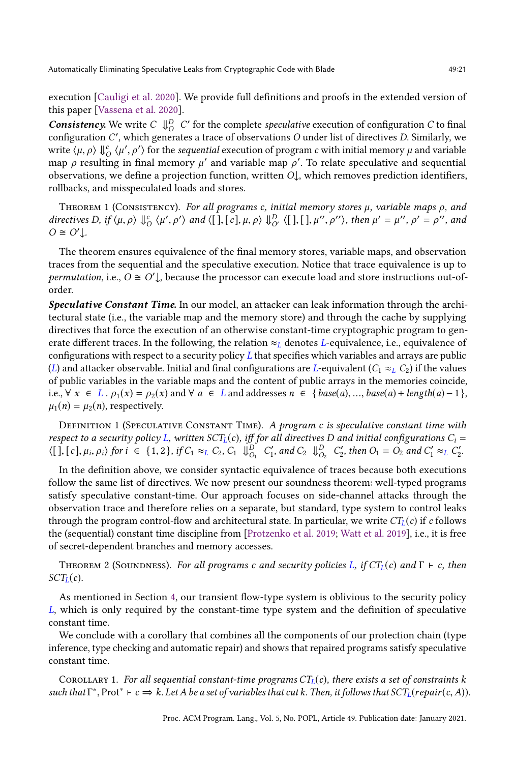execution [Cauligi et al. 2020]. We provide full definitions and proofs in the extended version of this paper [Vassena et al. 2020].

***Consistency.*** We write $C \Downarrow_O^D C'$ for the complete *speculative* execution of configuration $C$ to final configuration $C'$, which generates a trace of observations $O$ under list of directives $D$. Similarly, we write $\langle \mu, \rho \rangle \Downarrow_O^c \langle \mu', \rho' \rangle$ for the *sequential* execution of program $c$ with initial memory $\mu$ and variable map $\rho$ resulting in final memory $\mu'$ and variable map $\rho'$. To relate speculative and sequential observations, we define a projection function, written $O\!\downarrow$, which removes prediction identifiers, rollbacks, and misspeculated loads and stores.

Theorem 1 (Consistency). *For all programs $c$, initial memory stores $\mu$, variable maps $\rho$, and directives $D$, if $\langle \mu, \rho \rangle \Downarrow_O^c \langle \mu', \rho' \rangle$ and $\langle [\,], [\,c\,], \mu, \rho \rangle \Downarrow_{O'}^D \langle [\,], [\,], \mu'', \rho'' \rangle$, then $\mu' = \mu''$, $\rho' = \rho''$, and $O \cong O'\!\downarrow$.*

The theorem ensures equivalence of the final memory stores, variable maps, and observation traces from the sequential and the speculative execution. Notice that trace equivalence is up to *permutation*, i.e., $O \cong O'\!\downarrow$, because the processor can execute load and store instructions out-of-order.

***Speculative Constant Time.*** In our model, an attacker can leak information through the architectural state (i.e., the variable map and the memory store) and through the cache by supplying directives that force the execution of an otherwise constant-time cryptographic program to generate different traces. In the following, the relation $\approx_L$ denotes $L$-equivalence, i.e., equivalence of configurations with respect to a security policy $L$ that specifies which variables and arrays are public ($L$) and attacker observable. Initial and final configurations are $L$-equivalent ($C_1 \approx_L C_2$) if the values of public variables in the variable maps and the content of public arrays in the memories coincide, i.e., $\forall\ x \in L\ .\ \rho_1(x) = \rho_2(x)$ and $\forall\ a \in L$ and addresses $n \in \{\, base(a), ..., base(a) + length(a) - 1\,\}$, $\mu_1(n) = \mu_2(n)$, respectively.

Definition 1 (Speculative Constant Time). *A program $c$ is speculative constant time with respect to a security policy $L$, written $SCT_L(c)$, iff for all directives $D$ and initial configurations $C_i = \langle [\,], [\,c\,], \mu_i, \rho_i \rangle$ for $i \in \{1, 2\}$, if $C_1 \approx_L C_2$, $C_1 \Downarrow_{O_1}^D C_1'$, and $C_2 \Downarrow_{O_2}^D C_2'$, then $O_1 = O_2$ and $C_1' \approx_L C_2'$.*

In the definition above, we consider syntactic equivalence of traces because both executions follow the same list of directives. We now present our soundness theorem: well-typed programs satisfy speculative constant-time. Our approach focuses on side-channel attacks through the observation trace and therefore relies on a separate, but standard, type system to control leaks through the program control-flow and architectural state. In particular, we write $CT_L(c)$ if $c$ follows the (sequential) constant time discipline from [Protzenko et al. 2019; Watt et al. 2019], i.e., it is free of secret-dependent branches and memory accesses.

Theorem 2 (Soundness). *For all programs $c$ and security policies $L$, if $CT_L(c)$ and $\Gamma \vdash c$, then $SCT_L(c)$.*

As mentioned in Section 4, our transient flow-type system is oblivious to the security policy $L$, which is only required by the constant-time type system and the definition of speculative constant time.

We conclude with a corollary that combines all the components of our protection chain (type inference, type checking and automatic repair) and shows that repaired programs satisfy speculative constant time.

Corollary 1. *For all sequential constant-time programs $CT_L(c)$, there exists a set of constraints $k$ such that $\Gamma^*, \text{Prot}^* \vdash c \Rightarrow k$. Let $A$ be a set of variables that cut $k$. Then, it follows that $SCT_L(repair(c, A))$.*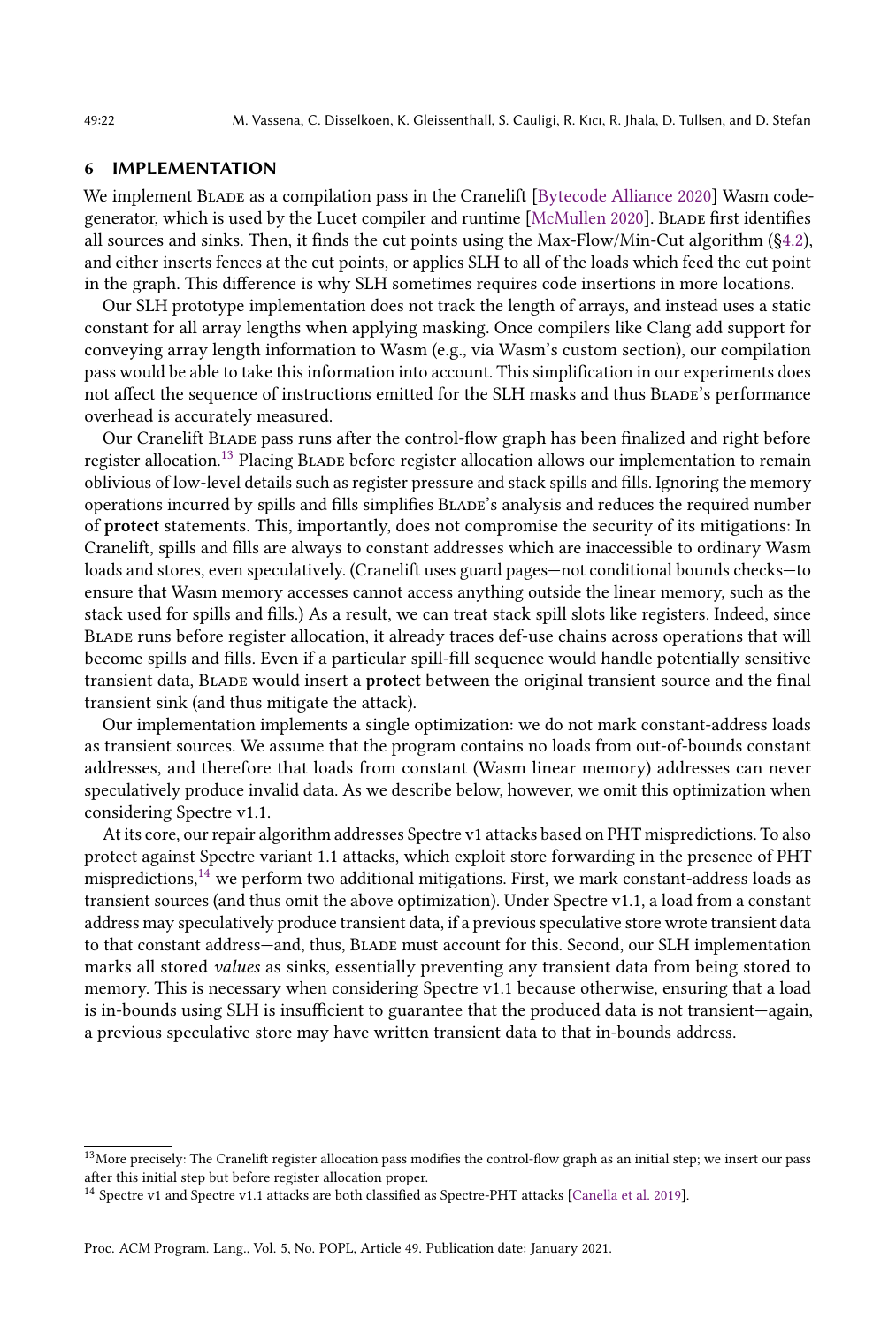## 6 IMPLEMENTATION

We implement Blade as a compilation pass in the Cranelift [Bytecode Alliance 2020] Wasm code-generator, which is used by the Lucet compiler and runtime [McMullen 2020]. Blade first identifies all sources and sinks. Then, it finds the cut points using the Max-Flow/Min-Cut algorithm (§4.2), and either inserts fences at the cut points, or applies SLH to all of the loads which feed the cut point in the graph. This difference is why SLH sometimes requires code insertions in more locations.

Our SLH prototype implementation does not track the length of arrays, and instead uses a static constant for all array lengths when applying masking. Once compilers like Clang add support for conveying array length information to Wasm (e.g., via Wasm's custom section), our compilation pass would be able to take this information into account. This simplification in our experiments does not affect the sequence of instructions emitted for the SLH masks and thus Blade's performance overhead is accurately measured.

Our Cranelift Blade pass runs after the control-flow graph has been finalized and right before register allocation.[13] Placing Blade before register allocation allows our implementation to remain oblivious of low-level details such as register pressure and stack spills and fills. Ignoring the memory operations incurred by spills and fills simplifies Blade's analysis and reduces the required number of **protect** statements. This, importantly, does not compromise the security of its mitigations: In Cranelift, spills and fills are always to constant addresses which are inaccessible to ordinary Wasm loads and stores, even speculatively. (Cranelift uses guard pages—not conditional bounds checks—to ensure that Wasm memory accesses cannot access anything outside the linear memory, such as the stack used for spills and fills.) As a result, we can treat stack spill slots like registers. Indeed, since Blade runs before register allocation, it already traces def-use chains across operations that will become spills and fills. Even if a particular spill-fill sequence would handle potentially sensitive transient data, Blade would insert a **protect** between the original transient source and the final transient sink (and thus mitigate the attack).

Our implementation implements a single optimization: we do not mark constant-address loads as transient sources. We assume that the program contains no loads from out-of-bounds constant addresses, and therefore that loads from constant (Wasm linear memory) addresses can never speculatively produce invalid data. As we describe below, however, we omit this optimization when considering Spectre v1.1.

At its core, our repair algorithm addresses Spectre v1 attacks based on PHT mispredictions. To also protect against Spectre variant 1.1 attacks, which exploit store forwarding in the presence of PHT mispredictions,[14] we perform two additional mitigations. First, we mark constant-address loads as transient sources (and thus omit the above optimization). Under Spectre v1.1, a load from a constant address may speculatively produce transient data, if a previous speculative store wrote transient data to that constant address—and, thus, Blade must account for this. Second, our SLH implementation marks all stored *values* as sinks, essentially preventing any transient data from being stored to memory. This is necessary when considering Spectre v1.1 because otherwise, ensuring that a load is in-bounds using SLH is insufficient to guarantee that the produced data is not transient—again, a previous speculative store may have written transient data to that in-bounds address.

---

[13] More precisely: The Cranelift register allocation pass modifies the control-flow graph as an initial step; we insert our pass after this initial step but before register allocation proper.

[14] Spectre v1 and Spectre v1.1 attacks are both classified as Spectre-PHT attacks [Canella et al. 2019].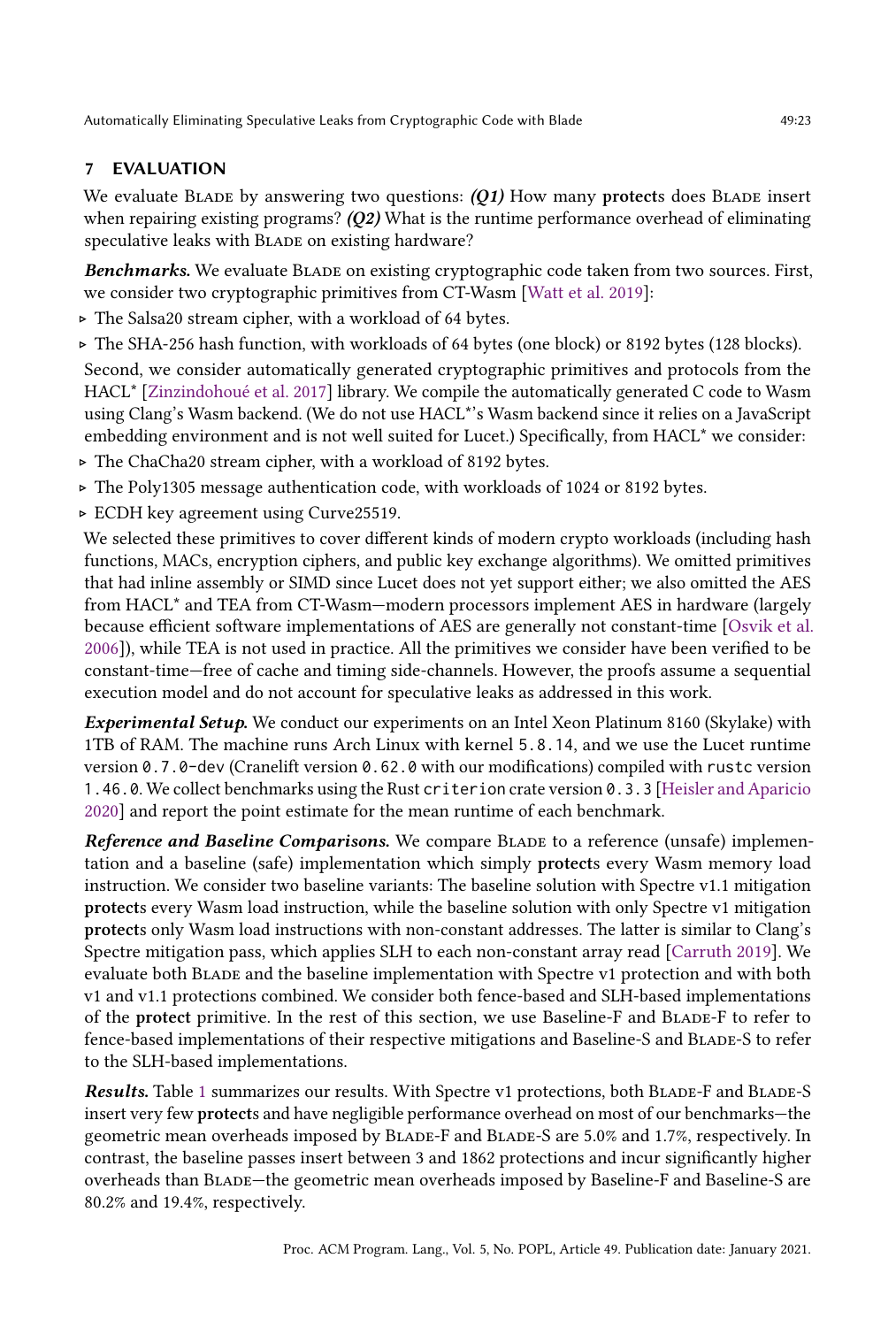## 7 EVALUATION

We evaluate Blade by answering two questions: ***(Q1)*** How many **protect**s does Blade insert when repairing existing programs? ***(Q2)*** What is the runtime performance overhead of eliminating speculative leaks with Blade on existing hardware?

***Benchmarks.*** We evaluate Blade on existing cryptographic code taken from two sources. First, we consider two cryptographic primitives from CT-Wasm [Watt et al. 2019]:

- The Salsa20 stream cipher, with a workload of 64 bytes.
- The SHA-256 hash function, with workloads of 64 bytes (one block) or 8192 bytes (128 blocks).

Second, we consider automatically generated cryptographic primitives and protocols from the HACL* [Zinzindohoué et al. 2017] library. We compile the automatically generated C code to Wasm using Clang's Wasm backend. (We do not use HACL*'s Wasm backend since it relies on a JavaScript embedding environment and is not well suited for Lucet.) Specifically, from HACL* we consider:

- The ChaCha20 stream cipher, with a workload of 8192 bytes.
- The Poly1305 message authentication code, with workloads of 1024 or 8192 bytes.
- ECDH key agreement using Curve25519.

We selected these primitives to cover different kinds of modern crypto workloads (including hash functions, MACs, encryption ciphers, and public key exchange algorithms). We omitted primitives that had inline assembly or SIMD since Lucet does not yet support either; we also omitted the AES from HACL* and TEA from CT-Wasm—modern processors implement AES in hardware (largely because efficient software implementations of AES are generally not constant-time [Osvik et al. 2006]), while TEA is not used in practice. All the primitives we consider have been verified to be constant-time—free of cache and timing side-channels. However, the proofs assume a sequential execution model and do not account for speculative leaks as addressed in this work.

***Experimental Setup.*** We conduct our experiments on an Intel Xeon Platinum 8160 (Skylake) with 1TB of RAM. The machine runs Arch Linux with kernel `5.8.14`, and we use the Lucet runtime version `0.7.0-dev` (Cranelift version `0.62.0` with our modifications) compiled with `rustc` version `1.46.0`. We collect benchmarks using the Rust `criterion` crate version `0.3.3` [Heisler and Aparicio 2020] and report the point estimate for the mean runtime of each benchmark.

***Reference and Baseline Comparisons.*** We compare Blade to a reference (unsafe) implementation and a baseline (safe) implementation which simply **protect**s every Wasm memory load instruction. We consider two baseline variants: The baseline solution with Spectre v1.1 mitigation **protect**s every Wasm load instruction, while the baseline solution with only Spectre v1 mitigation **protect**s only Wasm load instructions with non-constant addresses. The latter is similar to Clang's Spectre mitigation pass, which applies SLH to each non-constant array read [Carruth 2019]. We evaluate both Blade and the baseline implementation with Spectre v1 protection and with both v1 and v1.1 protections combined. We consider both fence-based and SLH-based implementations of the **protect** primitive. In the rest of this section, we use Baseline-F and Blade-F to refer to fence-based implementations of their respective mitigations and Baseline-S and Blade-S to refer to the SLH-based implementations.

***Results.*** Table 1 summarizes our results. With Spectre v1 protections, both Blade-F and Blade-S insert very few **protect**s and have negligible performance overhead on most of our benchmarks—the geometric mean overheads imposed by Blade-F and Blade-S are 5.0% and 1.7%, respectively. In contrast, the baseline passes insert between 3 and 1862 protections and incur significantly higher overheads than Blade—the geometric mean overheads imposed by Baseline-F and Baseline-S are 80.2% and 19.4%, respectively.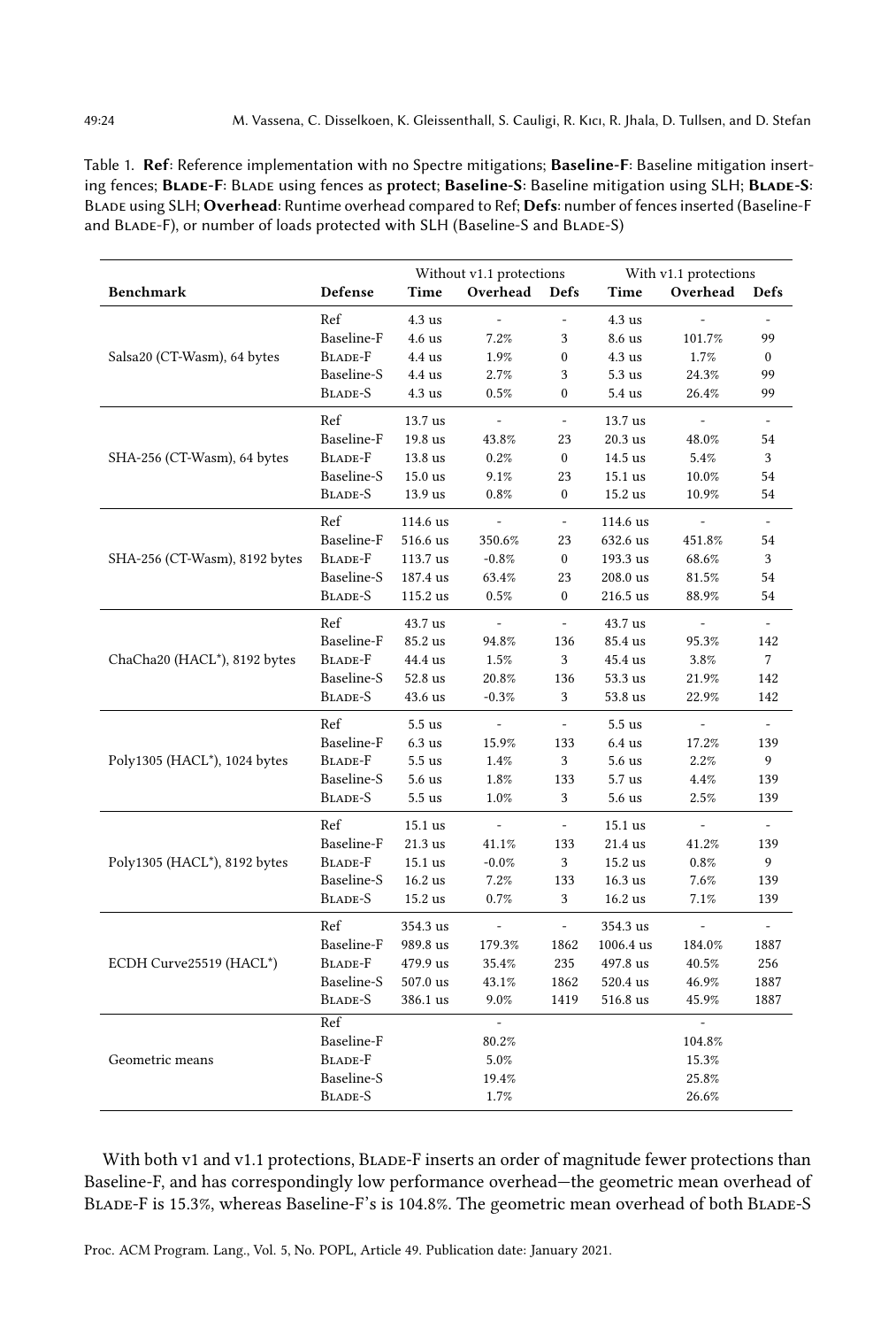Table 1. **Ref**: Reference implementation with no Spectre mitigations; **Baseline-F**: Baseline mitigation inserting fences; **Blade-F**: Blade using fences as **protect**; **Baseline-S**: Baseline mitigation using SLH; **Blade-S**: Blade using SLH; **Overhead**: Runtime overhead compared to Ref; **Defs**: number of fences inserted (Baseline-F and Blade-F), or number of loads protected with SLH (Baseline-S and Blade-S)

| | | Without v1.1 protections | | | With v1.1 protections | | |
|---|---|---|---|---|---|---|---|
| **Benchmark** | **Defense** | **Time** | **Overhead** | **Defs** | **Time** | **Overhead** | **Defs** |
| Salsa20 (CT-Wasm), 64 bytes | Ref | 4.3 us | - | - | 4.3 us | - | - |
| | Baseline-F | 4.6 us | 7.2% | 3 | 8.6 us | 101.7% | 99 |
| | Blade-F | 4.4 us | 1.9% | 0 | 4.3 us | 1.7% | 0 |
| | Baseline-S | 4.4 us | 2.7% | 3 | 5.3 us | 24.3% | 99 |
| | Blade-S | 4.3 us | 0.5% | 0 | 5.4 us | 26.4% | 99 |
| SHA-256 (CT-Wasm), 64 bytes | Ref | 13.7 us | - | - | 13.7 us | - | - |
| | Baseline-F | 19.8 us | 43.8% | 23 | 20.3 us | 48.0% | 54 |
| | Blade-F | 13.8 us | 0.2% | 0 | 14.5 us | 5.4% | 3 |
| | Baseline-S | 15.0 us | 9.1% | 23 | 15.1 us | 10.0% | 54 |
| | Blade-S | 13.9 us | 0.8% | 0 | 15.2 us | 10.9% | 54 |
| SHA-256 (CT-Wasm), 8192 bytes | Ref | 114.6 us | - | - | 114.6 us | - | - |
| | Baseline-F | 516.6 us | 350.6% | 23 | 632.6 us | 451.8% | 54 |
| | Blade-F | 113.7 us | -0.8% | 0 | 193.3 us | 68.6% | 3 |
| | Baseline-S | 187.4 us | 63.4% | 23 | 208.0 us | 81.5% | 54 |
| | Blade-S | 115.2 us | 0.5% | 0 | 216.5 us | 88.9% | 54 |
| ChaCha20 (HACL*), 8192 bytes | Ref | 43.7 us | - | - | 43.7 us | - | - |
| | Baseline-F | 85.2 us | 94.8% | 136 | 85.4 us | 95.3% | 142 |
| | Blade-F | 44.4 us | 1.5% | 3 | 45.4 us | 3.8% | 7 |
| | Baseline-S | 52.8 us | 20.8% | 136 | 53.3 us | 21.9% | 142 |
| | Blade-S | 43.6 us | -0.3% | 3 | 53.8 us | 22.9% | 142 |
| Poly1305 (HACL*), 1024 bytes | Ref | 5.5 us | - | - | 5.5 us | - | - |
| | Baseline-F | 6.3 us | 15.9% | 133 | 6.4 us | 17.2% | 139 |
| | Blade-F | 5.5 us | 1.4% | 3 | 5.6 us | 2.2% | 9 |
| | Baseline-S | 5.6 us | 1.8% | 133 | 5.7 us | 4.4% | 139 |
| | Blade-S | 5.5 us | 1.0% | 3 | 5.6 us | 2.5% | 139 |
| Poly1305 (HACL*), 8192 bytes | Ref | 15.1 us | - | - | 15.1 us | - | - |
| | Baseline-F | 21.3 us | 41.1% | 133 | 21.4 us | 41.2% | 139 |
| | Blade-F | 15.1 us | -0.0% | 3 | 15.2 us | 0.8% | 9 |
| | Baseline-S | 16.2 us | 7.2% | 133 | 16.3 us | 7.6% | 139 |
| | Blade-S | 15.2 us | 0.7% | 3 | 16.2 us | 7.1% | 139 |
| ECDH Curve25519 (HACL*) | Ref | 354.3 us | - | - | 354.3 us | - | - |
| | Baseline-F | 989.8 us | 179.3% | 1862 | 1006.4 us | 184.0% | 1887 |
| | Blade-F | 479.9 us | 35.4% | 235 | 497.8 us | 40.5% | 256 |
| | Baseline-S | 507.0 us | 43.1% | 1862 | 520.4 us | 46.9% | 1887 |
| | Blade-S | 386.1 us | 9.0% | 1419 | 516.8 us | 45.9% | 1887 |
| Geometric means | Ref | | - | | | - | |
| | Baseline-F | | 80.2% | | | 104.8% | |
| | Blade-F | | 5.0% | | | 15.3% | |
| | Baseline-S | | 19.4% | | | 25.8% | |
| | Blade-S | | 1.7% | | | 26.6% | |

With both v1 and v1.1 protections, Blade-F inserts an order of magnitude fewer protections than Baseline-F, and has correspondingly low performance overhead—the geometric mean overhead of Blade-F is 15.3%, whereas Baseline-F's is 104.8%. The geometric mean overhead of both Blade-S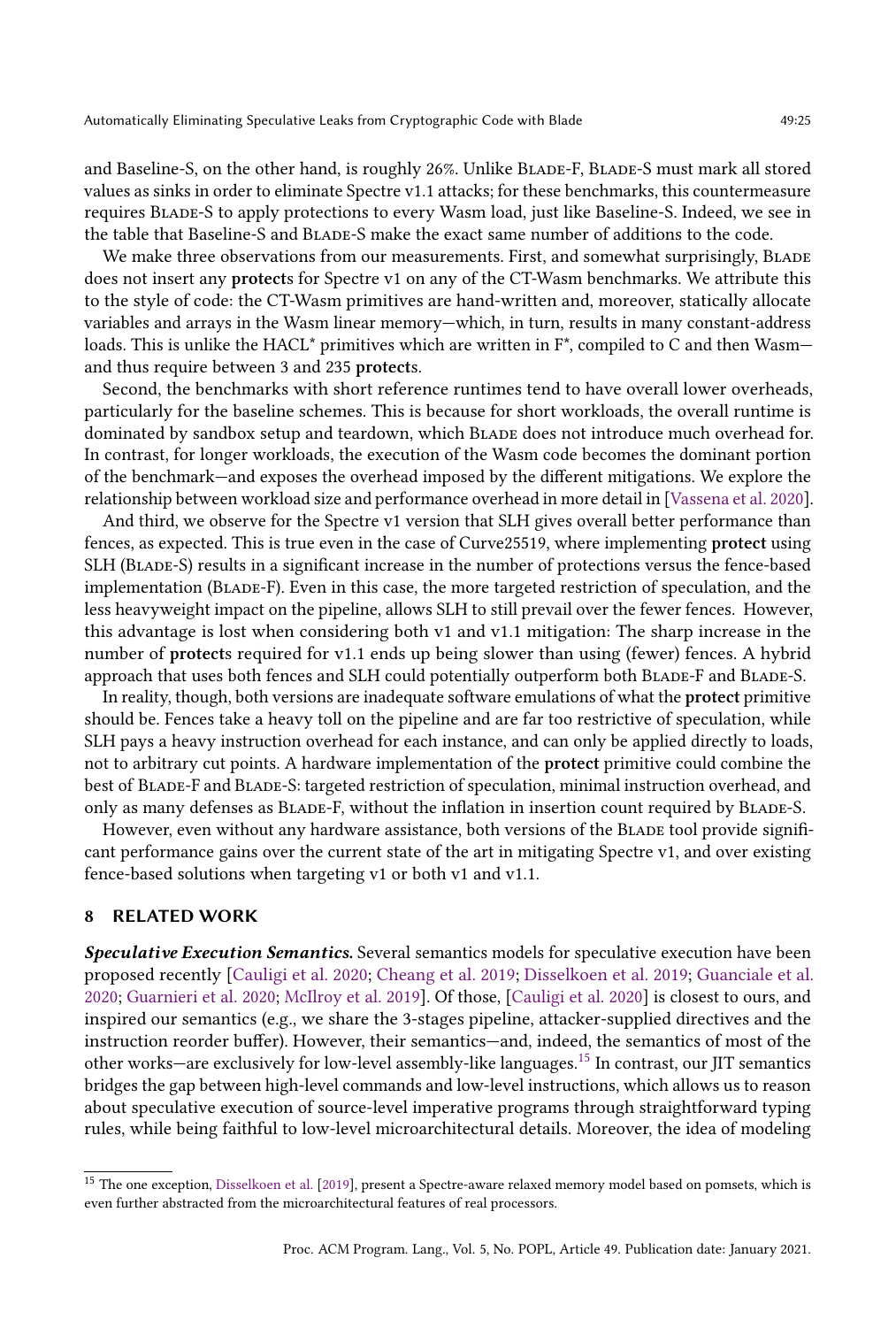and Baseline-S, on the other hand, is roughly 26%. Unlike Blade-F, Blade-S must mark all stored values as sinks in order to eliminate Spectre v1.1 attacks; for these benchmarks, this countermeasure requires Blade-S to apply protections to every Wasm load, just like Baseline-S. Indeed, we see in the table that Baseline-S and Blade-S make the exact same number of additions to the code.

We make three observations from our measurements. First, and somewhat surprisingly, Blade does not insert any **protect**s for Spectre v1 on any of the CT-Wasm benchmarks. We attribute this to the style of code: the CT-Wasm primitives are hand-written and, moreover, statically allocate variables and arrays in the Wasm linear memory—which, in turn, results in many constant-address loads. This is unlike the HACL* primitives which are written in F*, compiled to C and then Wasm—and thus require between 3 and 235 **protect**s.

Second, the benchmarks with short reference runtimes tend to have overall lower overheads, particularly for the baseline schemes. This is because for short workloads, the overall runtime is dominated by sandbox setup and teardown, which Blade does not introduce much overhead for. In contrast, for longer workloads, the execution of the Wasm code becomes the dominant portion of the benchmark—and exposes the overhead imposed by the different mitigations. We explore the relationship between workload size and performance overhead in more detail in [Vassena et al. 2020].

And third, we observe for the Spectre v1 version that SLH gives overall better performance than fences, as expected. This is true even in the case of Curve25519, where implementing **protect** using SLH (Blade-S) results in a significant increase in the number of protections versus the fence-based implementation (Blade-F). Even in this case, the more targeted restriction of speculation, and the less heavyweight impact on the pipeline, allows SLH to still prevail over the fewer fences. However, this advantage is lost when considering both v1 and v1.1 mitigation: The sharp increase in the number of **protect**s required for v1.1 ends up being slower than using (fewer) fences. A hybrid approach that uses both fences and SLH could potentially outperform both Blade-F and Blade-S.

In reality, though, both versions are inadequate software emulations of what the **protect** primitive should be. Fences take a heavy toll on the pipeline and are far too restrictive of speculation, while SLH pays a heavy instruction overhead for each instance, and can only be applied directly to loads, not to arbitrary cut points. A hardware implementation of the **protect** primitive could combine the best of Blade-F and Blade-S: targeted restriction of speculation, minimal instruction overhead, and only as many defenses as Blade-F, without the inflation in insertion count required by Blade-S.

However, even without any hardware assistance, both versions of the Blade tool provide significant performance gains over the current state of the art in mitigating Spectre v1, and over existing fence-based solutions when targeting v1 or both v1 and v1.1.

## 8 RELATED WORK

***Speculative Execution Semantics.*** Several semantics models for speculative execution have been proposed recently [Cauligi et al. 2020; Cheang et al. 2019; Disselkoen et al. 2019; Guanciale et al. 2020; Guarnieri et al. 2020; McIlroy et al. 2019]. Of those, [Cauligi et al. 2020] is closest to ours, and inspired our semantics (e.g., we share the 3-stages pipeline, attacker-supplied directives and the instruction reorder buffer). However, their semantics—and, indeed, the semantics of most of the other works—are exclusively for low-level assembly-like languages.[15] In contrast, our JIT semantics bridges the gap between high-level commands and low-level instructions, which allows us to reason about speculative execution of source-level imperative programs through straightforward typing rules, while being faithful to low-level microarchitectural details. Moreover, the idea of modeling

[15] The one exception, Disselkoen et al. [2019], present a Spectre-aware relaxed memory model based on pomsets, which is even further abstracted from the microarchitectural features of real processors.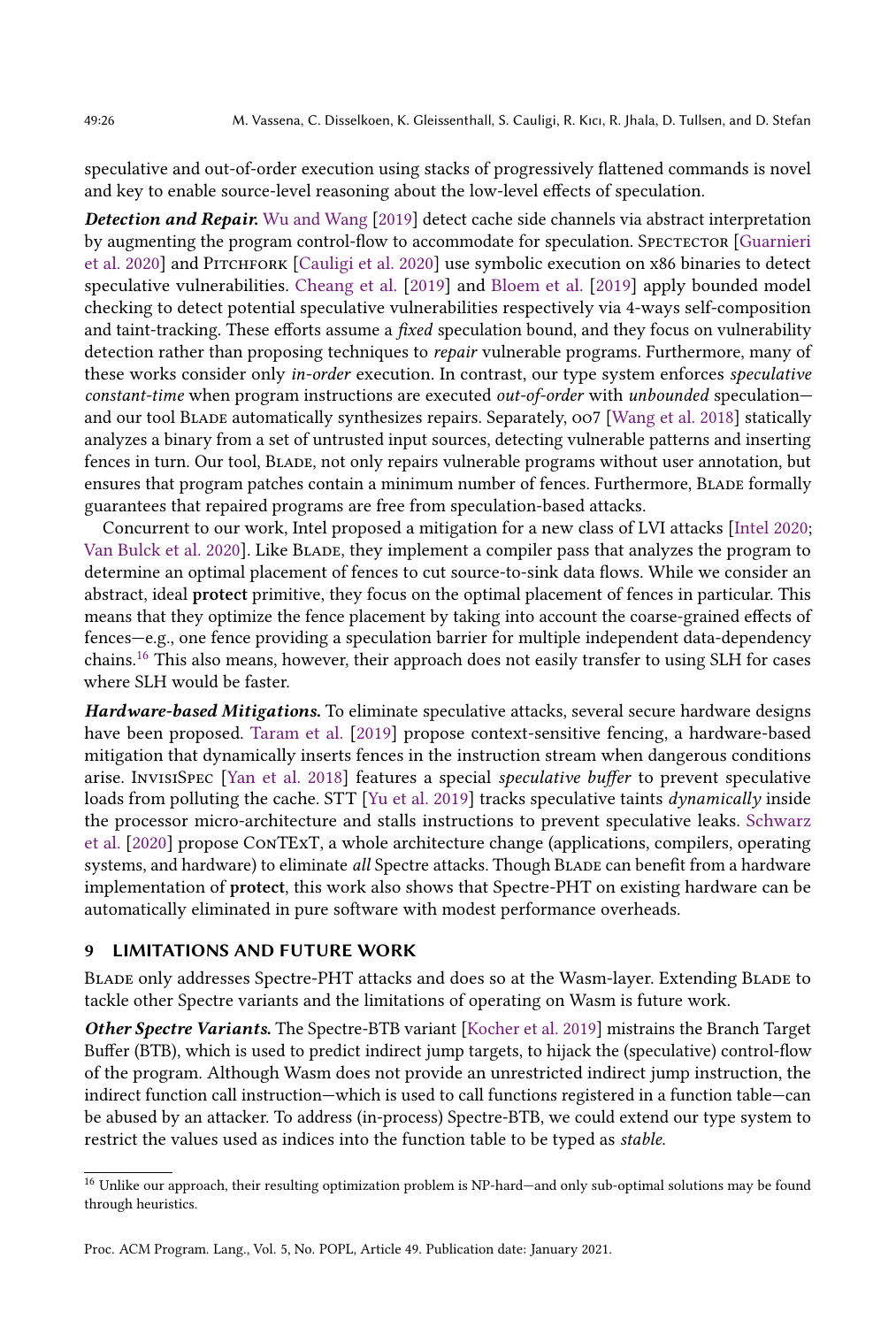speculative and out-of-order execution using stacks of progressively flattened commands is novel and key to enable source-level reasoning about the low-level effects of speculation.

***Detection and Repair.*** Wu and Wang [2019] detect cache side channels via abstract interpretation by augmenting the program control-flow to accommodate for speculation. Spectector [Guarnieri et al. 2020] and Pitchfork [Cauligi et al. 2020] use symbolic execution on x86 binaries to detect speculative vulnerabilities. Cheang et al. [2019] and Bloem et al. [2019] apply bounded model checking to detect potential speculative vulnerabilities respectively via 4-ways self-composition and taint-tracking. These efforts assume a *fixed* speculation bound, and they focus on vulnerability detection rather than proposing techniques to *repair* vulnerable programs. Furthermore, many of these works consider only *in-order* execution. In contrast, our type system enforces *speculative constant-time* when program instructions are executed *out-of-order* with *unbounded* speculation—and our tool Blade automatically synthesizes repairs. Separately, oo7 [Wang et al. 2018] statically analyzes a binary from a set of untrusted input sources, detecting vulnerable patterns and inserting fences in turn. Our tool, Blade, not only repairs vulnerable programs without user annotation, but ensures that program patches contain a minimum number of fences. Furthermore, Blade formally guarantees that repaired programs are free from speculation-based attacks.

Concurrent to our work, Intel proposed a mitigation for a new class of LVI attacks [Intel 2020; Van Bulck et al. 2020]. Like Blade, they implement a compiler pass that analyzes the program to determine an optimal placement of fences to cut source-to-sink data flows. While we consider an abstract, ideal **protect** primitive, they focus on the optimal placement of fences in particular. This means that they optimize the fence placement by taking into account the coarse-grained effects of fences—e.g., one fence providing a speculation barrier for multiple independent data-dependency chains.[16] This also means, however, their approach does not easily transfer to using SLH for cases where SLH would be faster.

***Hardware-based Mitigations.*** To eliminate speculative attacks, several secure hardware designs have been proposed. Taram et al. [2019] propose context-sensitive fencing, a hardware-based mitigation that dynamically inserts fences in the instruction stream when dangerous conditions arise. InvisiSpec [Yan et al. 2018] features a special *speculative buffer* to prevent speculative loads from polluting the cache. STT [Yu et al. 2019] tracks speculative taints *dynamically* inside the processor micro-architecture and stalls instructions to prevent speculative leaks. Schwarz et al. [2020] propose ConTExT, a whole architecture change (applications, compilers, operating systems, and hardware) to eliminate *all* Spectre attacks. Though Blade can benefit from a hardware implementation of **protect**, this work also shows that Spectre-PHT on existing hardware can be automatically eliminated in pure software with modest performance overheads.

## 9 LIMITATIONS AND FUTURE WORK

Blade only addresses Spectre-PHT attacks and does so at the Wasm-layer. Extending Blade to tackle other Spectre variants and the limitations of operating on Wasm is future work.

***Other Spectre Variants.*** The Spectre-BTB variant [Kocher et al. 2019] mistrains the Branch Target Buffer (BTB), which is used to predict indirect jump targets, to hijack the (speculative) control-flow of the program. Although Wasm does not provide an unrestricted indirect jump instruction, the indirect function call instruction—which is used to call functions registered in a function table—can be abused by an attacker. To address (in-process) Spectre-BTB, we could extend our type system to restrict the values used as indices into the function table to be typed as *stable*.

[16] Unlike our approach, their resulting optimization problem is NP-hard—and only sub-optimal solutions may be found through heuristics.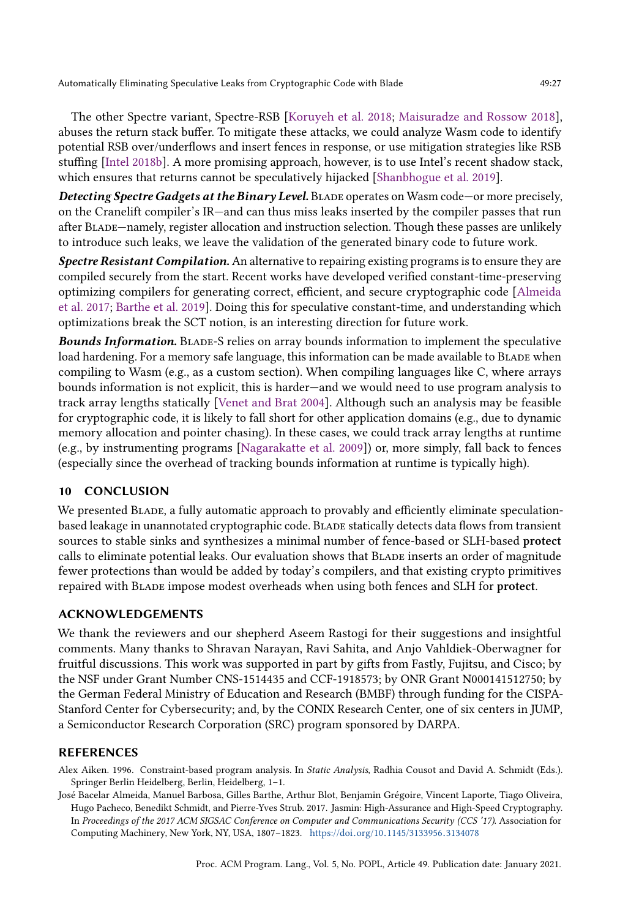The other Spectre variant, Spectre-RSB [Koruyeh et al. 2018; Maisuradze and Rossow 2018], abuses the return stack buffer. To mitigate these attacks, we could analyze Wasm code to identify potential RSB over/underflows and insert fences in response, or use mitigation strategies like RSB stuffing [Intel 2018b]. A more promising approach, however, is to use Intel's recent shadow stack, which ensures that returns cannot be speculatively hijacked [Shanbhogue et al. 2019].

***Detecting Spectre Gadgets at the Binary Level.*** Blade operates on Wasm code—or more precisely, on the Cranelift compiler's IR—and can thus miss leaks inserted by the compiler passes that run after Blade—namely, register allocation and instruction selection. Though these passes are unlikely to introduce such leaks, we leave the validation of the generated binary code to future work.

***Spectre Resistant Compilation.*** An alternative to repairing existing programs is to ensure they are compiled securely from the start. Recent works have developed verified constant-time-preserving optimizing compilers for generating correct, efficient, and secure cryptographic code [Almeida et al. 2017; Barthe et al. 2019]. Doing this for speculative constant-time, and understanding which optimizations break the SCT notion, is an interesting direction for future work.

***Bounds Information.*** Blade-S relies on array bounds information to implement the speculative load hardening. For a memory safe language, this information can be made available to Blade when compiling to Wasm (e.g., as a custom section). When compiling languages like C, where arrays bounds information is not explicit, this is harder—and we would need to use program analysis to track array lengths statically [Venet and Brat 2004]. Although such an analysis may be feasible for cryptographic code, it is likely to fall short for other application domains (e.g., due to dynamic memory allocation and pointer chasing). In these cases, we could track array lengths at runtime (e.g., by instrumenting programs [Nagarakatte et al. 2009]) or, more simply, fall back to fences (especially since the overhead of tracking bounds information at runtime is typically high).

## 10 CONCLUSION

We presented Blade, a fully automatic approach to provably and efficiently eliminate speculation-based leakage in unannotated cryptographic code. Blade statically detects data flows from transient sources to stable sinks and synthesizes a minimal number of fence-based or SLH-based **protect** calls to eliminate potential leaks. Our evaluation shows that Blade inserts an order of magnitude fewer protections than would be added by today's compilers, and that existing crypto primitives repaired with Blade impose modest overheads when using both fences and SLH for **protect**.

## ACKNOWLEDGEMENTS

We thank the reviewers and our shepherd Aseem Rastogi for their suggestions and insightful comments. Many thanks to Shravan Narayan, Ravi Sahita, and Anjo Vahldiek-Oberwagner for fruitful discussions. This work was supported in part by gifts from Fastly, Fujitsu, and Cisco; by the NSF under Grant Number CNS-1514435 and CCF-1918573; by ONR Grant N000141512750; by the German Federal Ministry of Education and Research (BMBF) through funding for the CISPA-Stanford Center for Cybersecurity; and, by the CONIX Research Center, one of six centers in JUMP, a Semiconductor Research Corporation (SRC) program sponsored by DARPA.

## REFERENCES

Alex Aiken. 1996. Constraint-based program analysis. In *Static Analysis*, Radhia Cousot and David A. Schmidt (Eds.). Springer Berlin Heidelberg, Berlin, Heidelberg, 1–1.

José Bacelar Almeida, Manuel Barbosa, Gilles Barthe, Arthur Blot, Benjamin Grégoire, Vincent Laporte, Tiago Oliveira, Hugo Pacheco, Benedikt Schmidt, and Pierre-Yves Strub. 2017. Jasmin: High-Assurance and High-Speed Cryptography. In *Proceedings of the 2017 ACM SIGSAC Conference on Computer and Communications Security (CCS '17)*. Association for Computing Machinery, New York, NY, USA, 1807–1823. https://doi.org/10.1145/3133956.3134078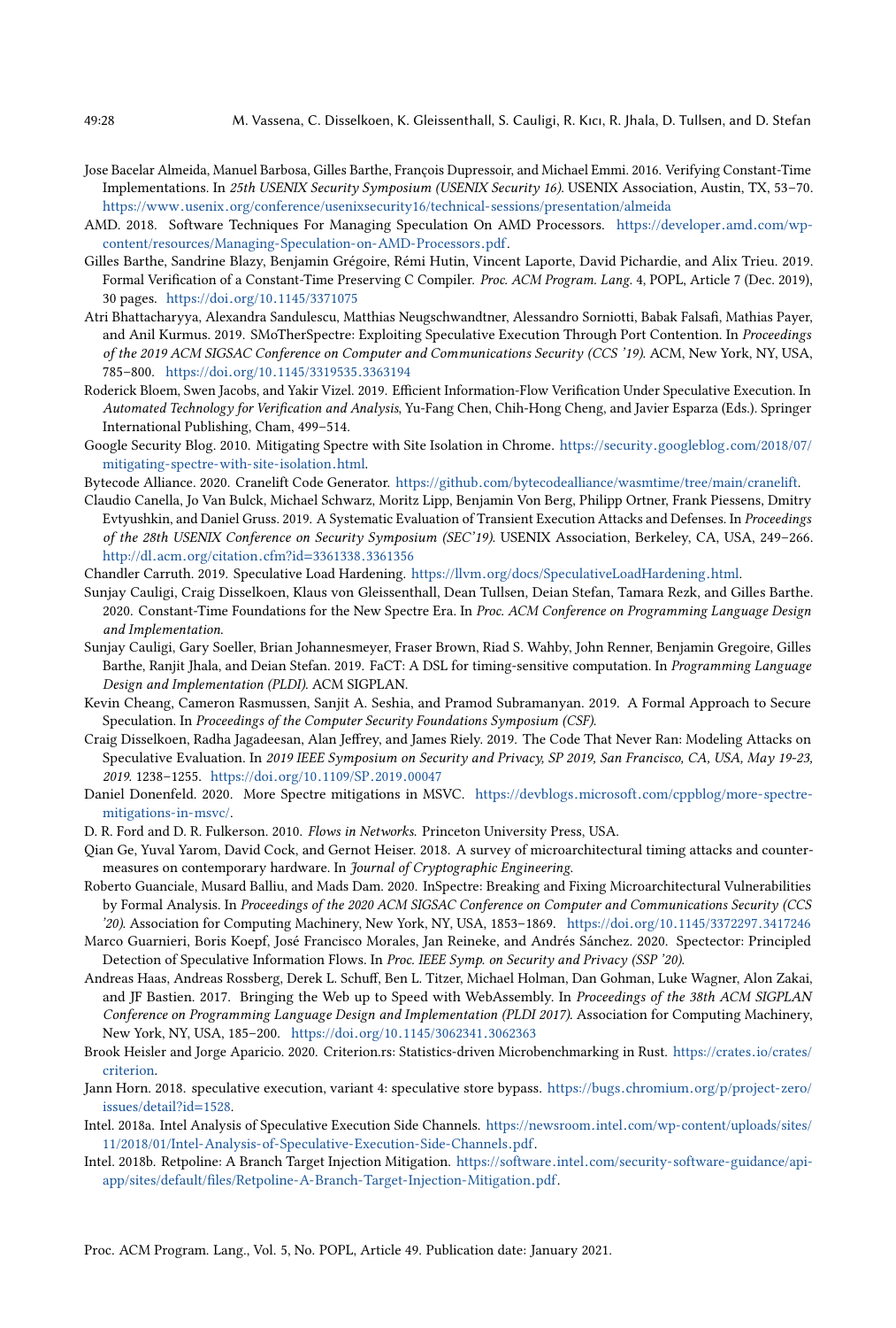Jose Bacelar Almeida, Manuel Barbosa, Gilles Barthe, François Dupressoir, and Michael Emmi. 2016. Verifying Constant-Time Implementations. In *25th USENIX Security Symposium (USENIX Security 16)*. USENIX Association, Austin, TX, 53–70. https://www.usenix.org/conference/usenixsecurity16/technical-sessions/presentation/almeida

AMD. 2018. Software Techniques For Managing Speculation On AMD Processors. https://developer.amd.com/wp-content/resources/Managing-Speculation-on-AMD-Processors.pdf.

Gilles Barthe, Sandrine Blazy, Benjamin Grégoire, Rémi Hutin, Vincent Laporte, David Pichardie, and Alix Trieu. 2019. Formal Verification of a Constant-Time Preserving C Compiler. *Proc. ACM Program. Lang.* 4, POPL, Article 7 (Dec. 2019), 30 pages. https://doi.org/10.1145/3371075

Atri Bhattacharyya, Alexandra Sandulescu, Matthias Neugschwandtner, Alessandro Sorniotti, Babak Falsafi, Mathias Payer, and Anil Kurmus. 2019. SMoTherSpectre: Exploiting Speculative Execution Through Port Contention. In *Proceedings of the 2019 ACM SIGSAC Conference on Computer and Communications Security (CCS '19)*. ACM, New York, NY, USA, 785–800. https://doi.org/10.1145/3319535.3363194

Roderick Bloem, Swen Jacobs, and Yakir Vizel. 2019. Efficient Information-Flow Verification Under Speculative Execution. In *Automated Technology for Verification and Analysis*, Yu-Fang Chen, Chih-Hong Cheng, and Javier Esparza (Eds.). Springer International Publishing, Cham, 499–514.

Google Security Blog. 2010. Mitigating Spectre with Site Isolation in Chrome. https://security.googleblog.com/2018/07/mitigating-spectre-with-site-isolation.html.

Bytecode Alliance. 2020. Cranelift Code Generator. https://github.com/bytecodealliance/wasmtime/tree/main/cranelift.

Claudio Canella, Jo Van Bulck, Michael Schwarz, Moritz Lipp, Benjamin Von Berg, Philipp Ortner, Frank Piessens, Dmitry Evtyushkin, and Daniel Gruss. 2019. A Systematic Evaluation of Transient Execution Attacks and Defenses. In *Proceedings of the 28th USENIX Conference on Security Symposium (SEC'19)*. USENIX Association, Berkeley, CA, USA, 249–266. http://dl.acm.org/citation.cfm?id=3361338.3361356

Chandler Carruth. 2019. Speculative Load Hardening. https://llvm.org/docs/SpeculativeLoadHardening.html.

Sunjay Cauligi, Craig Disselkoen, Klaus von Gleissenthall, Dean Tullsen, Deian Stefan, Tamara Rezk, and Gilles Barthe. 2020. Constant-Time Foundations for the New Spectre Era. In *Proc. ACM Conference on Programming Language Design and Implementation*.

Sunjay Cauligi, Gary Soeller, Brian Johannesmeyer, Fraser Brown, Riad S. Wahby, John Renner, Benjamin Gregoire, Gilles Barthe, Ranjit Jhala, and Deian Stefan. 2019. FaCT: A DSL for timing-sensitive computation. In *Programming Language Design and Implementation (PLDI)*. ACM SIGPLAN.

Kevin Cheang, Cameron Rasmussen, Sanjit A. Seshia, and Pramod Subramanyan. 2019. A Formal Approach to Secure Speculation. In *Proceedings of the Computer Security Foundations Symposium (CSF)*.

Craig Disselkoen, Radha Jagadeesan, Alan Jeffrey, and James Riely. 2019. The Code That Never Ran: Modeling Attacks on Speculative Evaluation. In *2019 IEEE Symposium on Security and Privacy, SP 2019, San Francisco, CA, USA, May 19-23, 2019*. 1238–1255. https://doi.org/10.1109/SP.2019.00047

Daniel Donenfeld. 2020. More Spectre mitigations in MSVC. https://devblogs.microsoft.com/cppblog/more-spectre-mitigations-in-msvc/.

D. R. Ford and D. R. Fulkerson. 2010. *Flows in Networks.* Princeton University Press, USA.

Qian Ge, Yuval Yarom, David Cock, and Gernot Heiser. 2018. A survey of microarchitectural timing attacks and countermeasures on contemporary hardware. In *Journal of Cryptographic Engineering*.

Roberto Guanciale, Musard Balliu, and Mads Dam. 2020. InSpectre: Breaking and Fixing Microarchitectural Vulnerabilities by Formal Analysis. In *Proceedings of the 2020 ACM SIGSAC Conference on Computer and Communications Security (CCS '20)*. Association for Computing Machinery, New York, NY, USA, 1853–1869. https://doi.org/10.1145/3372297.3417246

Marco Guarnieri, Boris Koepf, José Francisco Morales, Jan Reineke, and Andrés Sánchez. 2020. Spectector: Principled Detection of Speculative Information Flows. In *Proc. IEEE Symp. on Security and Privacy (SSP '20)*.

Andreas Haas, Andreas Rossberg, Derek L. Schuff, Ben L. Titzer, Michael Holman, Dan Gohman, Luke Wagner, Alon Zakai, and JF Bastien. 2017. Bringing the Web up to Speed with WebAssembly. In *Proceedings of the 38th ACM SIGPLAN Conference on Programming Language Design and Implementation (PLDI 2017)*. Association for Computing Machinery, New York, NY, USA, 185–200. https://doi.org/10.1145/3062341.3062363

Brook Heisler and Jorge Aparicio. 2020. Criterion.rs: Statistics-driven Microbenchmarking in Rust. https://crates.io/crates/criterion.

Jann Horn. 2018. speculative execution, variant 4: speculative store bypass. https://bugs.chromium.org/p/project-zero/issues/detail?id=1528.

Intel. 2018a. Intel Analysis of Speculative Execution Side Channels. https://newsroom.intel.com/wp-content/uploads/sites/11/2018/01/Intel-Analysis-of-Speculative-Execution-Side-Channels.pdf.

Intel. 2018b. Retpoline: A Branch Target Injection Mitigation. https://software.intel.com/security-software-guidance/api-app/sites/default/files/Retpoline-A-Branch-Target-Injection-Mitigation.pdf.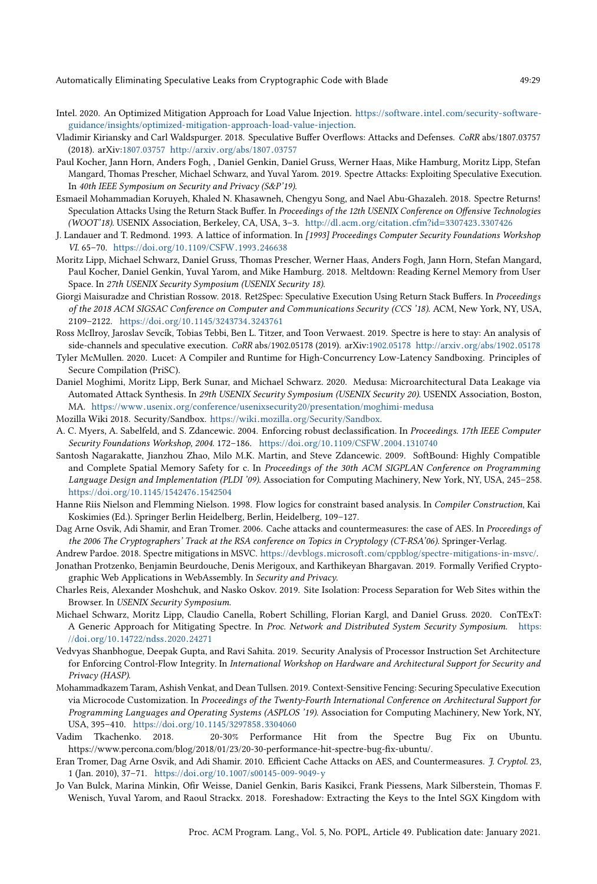Intel. 2020. An Optimized Mitigation Approach for Load Value Injection. https://software.intel.com/security-software-guidance/insights/optimized-mitigation-approach-load-value-injection.

Vladimir Kiriansky and Carl Waldspurger. 2018. Speculative Buffer Overflows: Attacks and Defenses. *CoRR* abs/1807.03757 (2018). arXiv:1807.03757 http://arxiv.org/abs/1807.03757

Paul Kocher, Jann Horn, Anders Fogh, , Daniel Genkin, Daniel Gruss, Werner Haas, Mike Hamburg, Moritz Lipp, Stefan Mangard, Thomas Prescher, Michael Schwarz, and Yuval Yarom. 2019. Spectre Attacks: Exploiting Speculative Execution. In *40th IEEE Symposium on Security and Privacy (S&P'19)*.

Esmaeil Mohammadian Koruyeh, Khaled N. Khasawneh, Chengyu Song, and Nael Abu-Ghazaleh. 2018. Spectre Returns! Speculation Attacks Using the Return Stack Buffer. In *Proceedings of the 12th USENIX Conference on Offensive Technologies (WOOT'18)*. USENIX Association, Berkeley, CA, USA, 3–3. http://dl.acm.org/citation.cfm?id=3307423.3307426

J. Landauer and T. Redmond. 1993. A lattice of information. In *[1993] Proceedings Computer Security Foundations Workshop VI*. 65–70. https://doi.org/10.1109/CSFW.1993.246638

Moritz Lipp, Michael Schwarz, Daniel Gruss, Thomas Prescher, Werner Haas, Anders Fogh, Jann Horn, Stefan Mangard, Paul Kocher, Daniel Genkin, Yuval Yarom, and Mike Hamburg. 2018. Meltdown: Reading Kernel Memory from User Space. In *27th USENIX Security Symposium (USENIX Security 18)*.

Giorgi Maisuradze and Christian Rossow. 2018. Ret2Spec: Speculative Execution Using Return Stack Buffers. In *Proceedings of the 2018 ACM SIGSAC Conference on Computer and Communications Security (CCS '18)*. ACM, New York, NY, USA, 2109–2122. https://doi.org/10.1145/3243734.3243761

Ross McIlroy, Jaroslav Sevcík, Tobias Tebbi, Ben L. Titzer, and Toon Verwaest. 2019. Spectre is here to stay: An analysis of side-channels and speculative execution. *CoRR* abs/1902.05178 (2019). arXiv:1902.05178 http://arxiv.org/abs/1902.05178

Tyler McMullen. 2020. Lucet: A Compiler and Runtime for High-Concurrency Low-Latency Sandboxing. Principles of Secure Compilation (PriSC).

Daniel Moghimi, Moritz Lipp, Berk Sunar, and Michael Schwarz. 2020. Medusa: Microarchitectural Data Leakage via Automated Attack Synthesis. In *29th USENIX Security Symposium (USENIX Security 20)*. USENIX Association, Boston, MA. https://www.usenix.org/conference/usenixsecurity20/presentation/moghimi-medusa

Mozilla Wiki 2018. Security/Sandbox. https://wiki.mozilla.org/Security/Sandbox.

A. C. Myers, A. Sabelfeld, and S. Zdancewic. 2004. Enforcing robust declassification. In *Proceedings. 17th IEEE Computer Security Foundations Workshop, 2004.* 172–186. https://doi.org/10.1109/CSFW.2004.1310740

Santosh Nagarakatte, Jianzhou Zhao, Milo M.K. Martin, and Steve Zdancewic. 2009. SoftBound: Highly Compatible and Complete Spatial Memory Safety for c. In *Proceedings of the 30th ACM SIGPLAN Conference on Programming Language Design and Implementation (PLDI '09)*. Association for Computing Machinery, New York, NY, USA, 245–258. https://doi.org/10.1145/1542476.1542504

Hanne Riis Nielson and Flemming Nielson. 1998. Flow logics for constraint based analysis. In *Compiler Construction*, Kai Koskimies (Ed.). Springer Berlin Heidelberg, Berlin, Heidelberg, 109–127.

Dag Arne Osvik, Adi Shamir, and Eran Tromer. 2006. Cache attacks and countermeasures: the case of AES. In *Proceedings of the 2006 The Cryptographers' Track at the RSA conference on Topics in Cryptology (CT-RSA'06)*. Springer-Verlag.

Andrew Pardoe. 2018. Spectre mitigations in MSVC. https://devblogs.microsoft.com/cppblog/spectre-mitigations-in-msvc/.

Jonathan Protzenko, Benjamin Beurdouche, Denis Merigoux, and Karthikeyan Bhargavan. 2019. Formally Verified Cryptographic Web Applications in WebAssembly. In *Security and Privacy.*

Charles Reis, Alexander Moshchuk, and Nasko Oskov. 2019. Site Isolation: Process Separation for Web Sites within the Browser. In *USENIX Security Symposium.*

Michael Schwarz, Moritz Lipp, Claudio Canella, Robert Schilling, Florian Kargl, and Daniel Gruss. 2020. ConTExT: A Generic Approach for Mitigating Spectre. In *Proc. Network and Distributed System Security Symposium.* https://doi.org/10.14722/ndss.2020.24271

Vedvyas Shanbhogue, Deepak Gupta, and Ravi Sahita. 2019. Security Analysis of Processor Instruction Set Architecture for Enforcing Control-Flow Integrity. In *International Workshop on Hardware and Architectural Support for Security and Privacy (HASP)*.

Mohammadkazem Taram, Ashish Venkat, and Dean Tullsen. 2019. Context-Sensitive Fencing: Securing Speculative Execution via Microcode Customization. In *Proceedings of the Twenty-Fourth International Conference on Architectural Support for Programming Languages and Operating Systems (ASPLOS '19)*. Association for Computing Machinery, New York, NY, USA, 395–410. https://doi.org/10.1145/3297858.3304060

Vadim Tkachenko. 2018. 20-30% Performance Hit from the Spectre Bug Fix on Ubuntu. https://www.percona.com/blog/2018/01/23/20-30-performance-hit-spectre-bug-fix-ubuntu/.

Eran Tromer, Dag Arne Osvik, and Adi Shamir. 2010. Efficient Cache Attacks on AES, and Countermeasures. *J. Cryptol.* 23, 1 (Jan. 2010), 37–71. https://doi.org/10.1007/s00145-009-9049-y

Jo Van Bulck, Marina Minkin, Ofir Weisse, Daniel Genkin, Baris Kasikci, Frank Piessens, Mark Silberstein, Thomas F. Wenisch, Yuval Yarom, and Raoul Strackx. 2018. Foreshadow: Extracting the Keys to the Intel SGX Kingdom with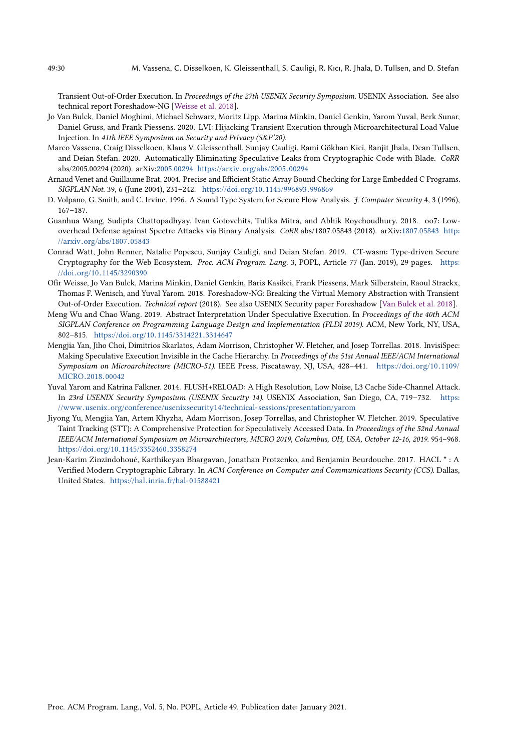Transient Out-of-Order Execution. In *Proceedings of the 27th USENIX Security Symposium*. USENIX Association. See also technical report Foreshadow-NG [Weisse et al. 2018].

Jo Van Bulck, Daniel Moghimi, Michael Schwarz, Moritz Lipp, Marina Minkin, Daniel Genkin, Yarom Yuval, Berk Sunar, Daniel Gruss, and Frank Piessens. 2020. LVI: Hijacking Transient Execution through Microarchitectural Load Value Injection. In *41th IEEE Symposium on Security and Privacy (S&P'20)*.

Marco Vassena, Craig Disselkoen, Klaus V. Gleissenthall, Sunjay Cauligi, Rami Gökhan Kici, Ranjit Jhala, Dean Tullsen, and Deian Stefan. 2020. Automatically Eliminating Speculative Leaks from Cryptographic Code with Blade. *CoRR* abs/2005.00294 (2020). arXiv:2005.00294 https://arxiv.org/abs/2005.00294

Arnaud Venet and Guillaume Brat. 2004. Precise and Efficient Static Array Bound Checking for Large Embedded C Programs. *SIGPLAN Not.* 39, 6 (June 2004), 231–242. https://doi.org/10.1145/996893.996869

D. Volpano, G. Smith, and C. Irvine. 1996. A Sound Type System for Secure Flow Analysis. *J. Computer Security* 4, 3 (1996), 167–187.

Guanhua Wang, Sudipta Chattopadhyay, Ivan Gotovchits, Tulika Mitra, and Abhik Roychoudhury. 2018. oo7: Low-overhead Defense against Spectre Attacks via Binary Analysis. *CoRR* abs/1807.05843 (2018). arXiv:1807.05843 http://arxiv.org/abs/1807.05843

Conrad Watt, John Renner, Natalie Popescu, Sunjay Cauligi, and Deian Stefan. 2019. CT-wasm: Type-driven Secure Cryptography for the Web Ecosystem. *Proc. ACM Program. Lang.* 3, POPL, Article 77 (Jan. 2019), 29 pages. https://doi.org/10.1145/3290390

Ofir Weisse, Jo Van Bulck, Marina Minkin, Daniel Genkin, Baris Kasikci, Frank Piessens, Mark Silberstein, Raoul Strackx, Thomas F. Wenisch, and Yuval Yarom. 2018. Foreshadow-NG: Breaking the Virtual Memory Abstraction with Transient Out-of-Order Execution. *Technical report* (2018). See also USENIX Security paper Foreshadow [Van Bulck et al. 2018].

Meng Wu and Chao Wang. 2019. Abstract Interpretation Under Speculative Execution. In *Proceedings of the 40th ACM SIGPLAN Conference on Programming Language Design and Implementation (PLDI 2019)*. ACM, New York, NY, USA, 802–815. https://doi.org/10.1145/3314221.3314647

Mengjia Yan, Jiho Choi, Dimitrios Skarlatos, Adam Morrison, Christopher W. Fletcher, and Josep Torrellas. 2018. InvisiSpec: Making Speculative Execution Invisible in the Cache Hierarchy. In *Proceedings of the 51st Annual IEEE/ACM International Symposium on Microarchitecture (MICRO-51)*. IEEE Press, Piscataway, NJ, USA, 428–441. https://doi.org/10.1109/MICRO.2018.00042

Yuval Yarom and Katrina Falkner. 2014. FLUSH+RELOAD: A High Resolution, Low Noise, L3 Cache Side-Channel Attack. In *23rd USENIX Security Symposium (USENIX Security 14)*. USENIX Association, San Diego, CA, 719–732. https://www.usenix.org/conference/usenixsecurity14/technical-sessions/presentation/yarom

Jiyong Yu, Mengjia Yan, Artem Khyzha, Adam Morrison, Josep Torrellas, and Christopher W. Fletcher. 2019. Speculative Taint Tracking (STT): A Comprehensive Protection for Speculatively Accessed Data. In *Proceedings of the 52nd Annual IEEE/ACM International Symposium on Microarchitecture, MICRO 2019, Columbus, OH, USA, October 12-16, 2019*. 954–968. https://doi.org/10.1145/3352460.3358274

Jean-Karim Zinzindohoué, Karthikeyan Bhargavan, Jonathan Protzenko, and Benjamin Beurdouche. 2017. HACL*: A Verified Modern Cryptographic Library. In *ACM Conference on Computer and Communications Security (CCS)*. Dallas, United States. https://hal.inria.fr/hal-01588421